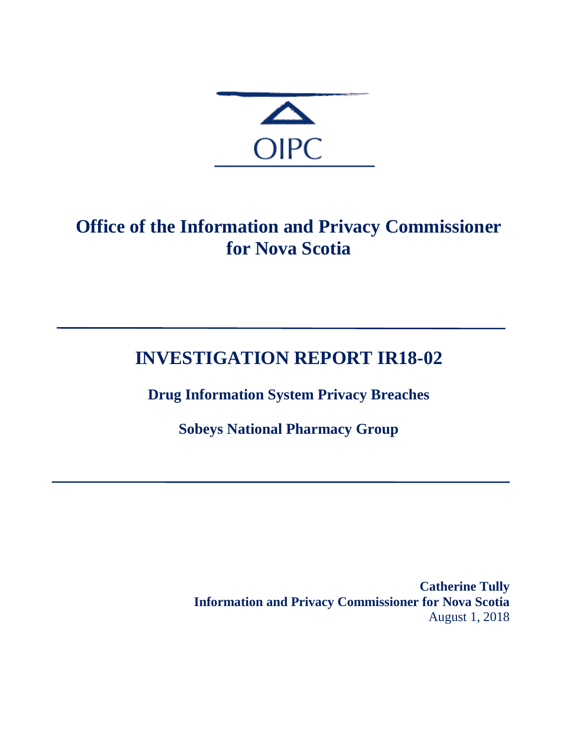OIPC

# Office of the Information and Privacy Commissioner for Nova Scotia

# INVESTIGATION REPORT IR18-02

**Drug Information System Privacy Breaches**

**Sobeys National Pharmacy Group**

**Catherine Tully**
**Information and Privacy Commissioner for Nova Scotia**
August 1, 2018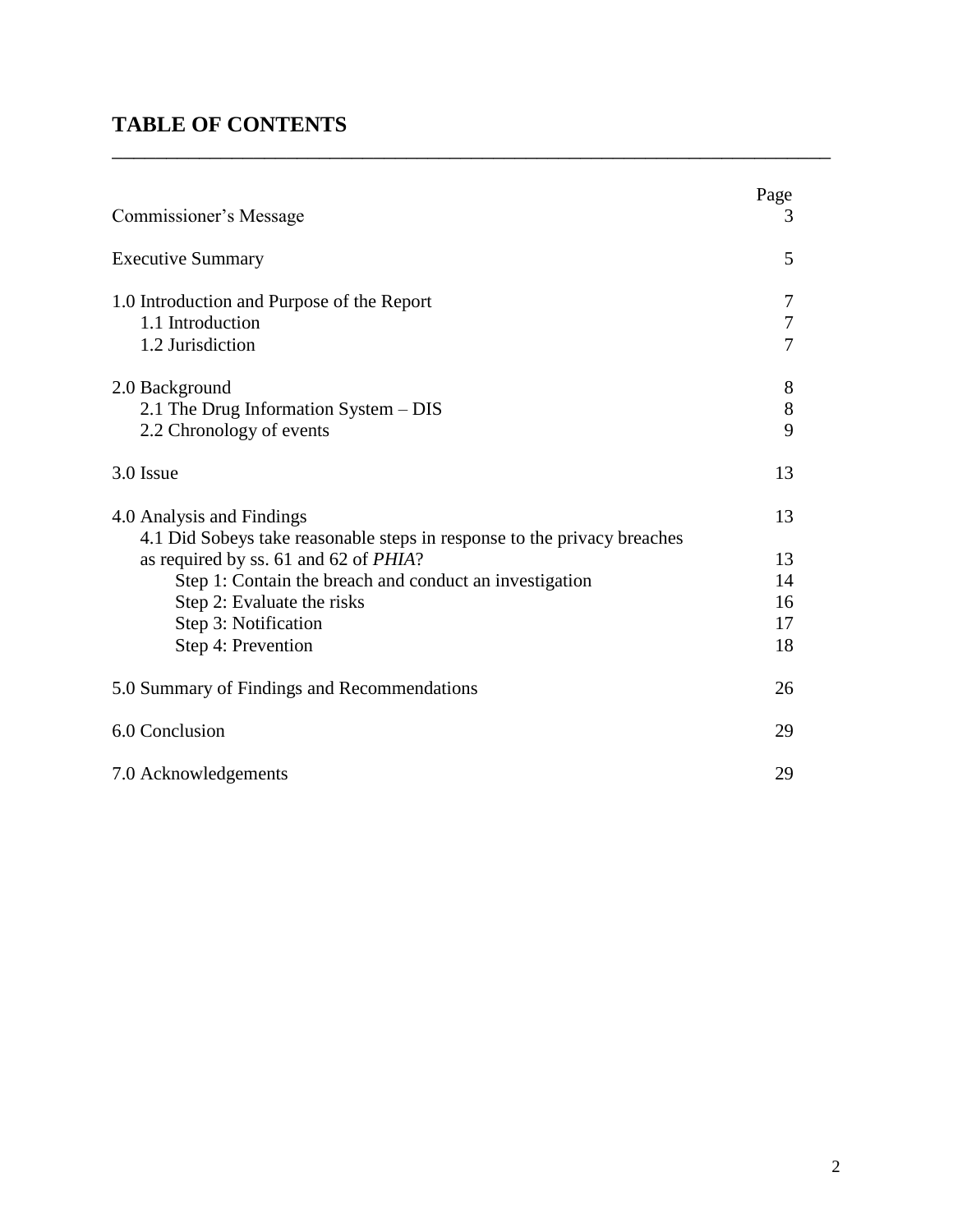# TABLE OF CONTENTS

| | Page |
|---|---|
| Commissioner's Message | 3 |
| Executive Summary | 5 |
| 1.0 Introduction and Purpose of the Report | 7 |
| 1.1 Introduction | 7 |
| 1.2 Jurisdiction | 7 |
| 2.0 Background | 8 |
| 2.1 The Drug Information System – DIS | 8 |
| 2.2 Chronology of events | 9 |
| 3.0 Issue | 13 |
| 4.0 Analysis and Findings | 13 |
| 4.1 Did Sobeys take reasonable steps in response to the privacy breaches as required by ss. 61 and 62 of *PHIA*? | 13 |
| Step 1: Contain the breach and conduct an investigation | 14 |
| Step 2: Evaluate the risks | 16 |
| Step 3: Notification | 17 |
| Step 4: Prevention | 18 |
| 5.0 Summary of Findings and Recommendations | 26 |
| 6.0 Conclusion | 29 |
| 7.0 Acknowledgements | 29 |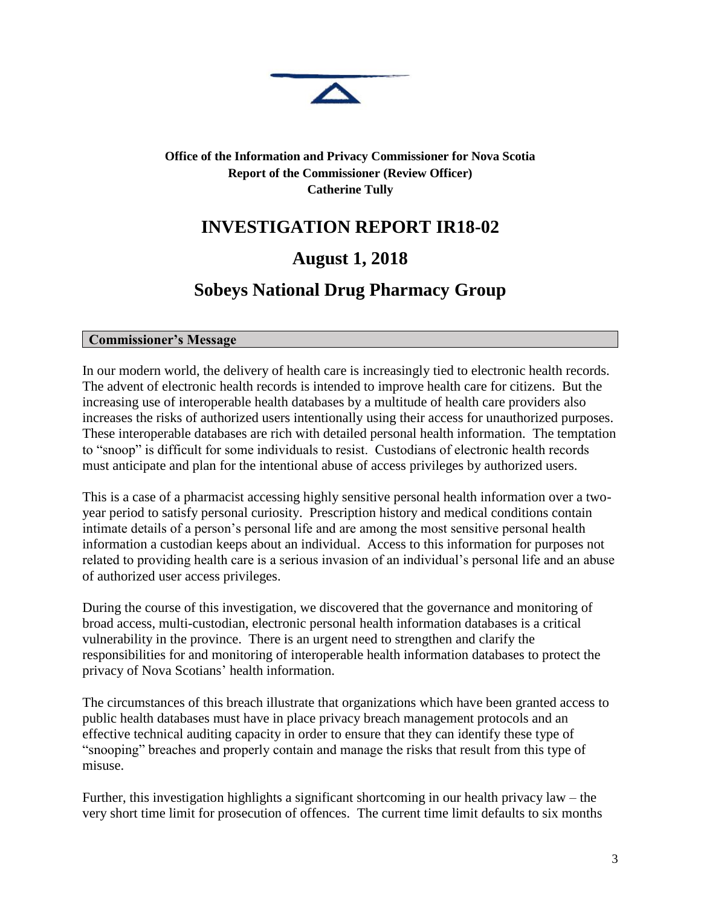**Office of the Information and Privacy Commissioner for Nova Scotia**
**Report of the Commissioner (Review Officer)**
**Catherine Tully**

# INVESTIGATION REPORT IR18-02

## August 1, 2018

## Sobeys National Drug Pharmacy Group

### Commissioner's Message

In our modern world, the delivery of health care is increasingly tied to electronic health records. The advent of electronic health records is intended to improve health care for citizens. But the increasing use of interoperable health databases by a multitude of health care providers also increases the risks of authorized users intentionally using their access for unauthorized purposes. These interoperable databases are rich with detailed personal health information. The temptation to "snoop" is difficult for some individuals to resist. Custodians of electronic health records must anticipate and plan for the intentional abuse of access privileges by authorized users.

This is a case of a pharmacist accessing highly sensitive personal health information over a two-year period to satisfy personal curiosity. Prescription history and medical conditions contain intimate details of a person's personal life and are among the most sensitive personal health information a custodian keeps about an individual. Access to this information for purposes not related to providing health care is a serious invasion of an individual's personal life and an abuse of authorized user access privileges.

During the course of this investigation, we discovered that the governance and monitoring of broad access, multi-custodian, electronic personal health information databases is a critical vulnerability in the province. There is an urgent need to strengthen and clarify the responsibilities for and monitoring of interoperable health information databases to protect the privacy of Nova Scotians' health information.

The circumstances of this breach illustrate that organizations which have been granted access to public health databases must have in place privacy breach management protocols and an effective technical auditing capacity in order to ensure that they can identify these type of "snooping" breaches and properly contain and manage the risks that result from this type of misuse.

Further, this investigation highlights a significant shortcoming in our health privacy law – the very short time limit for prosecution of offences. The current time limit defaults to six months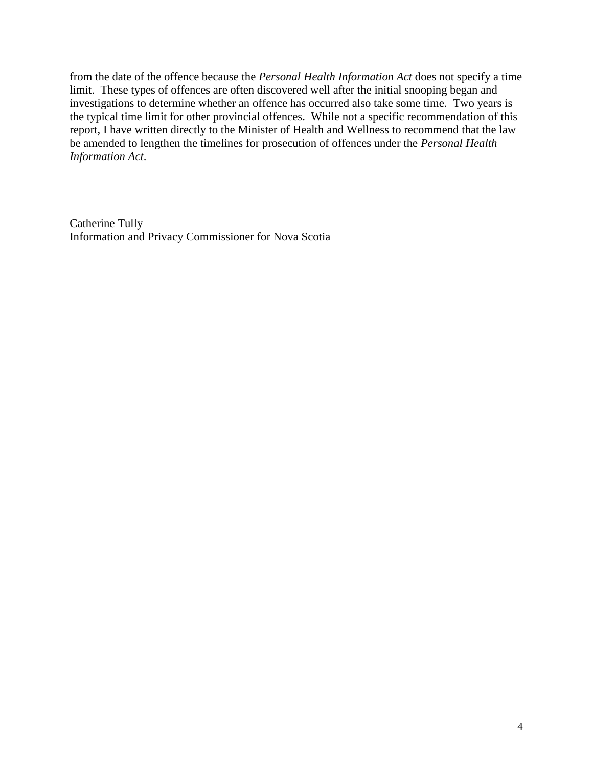from the date of the offence because the *Personal Health Information Act* does not specify a time limit. These types of offences are often discovered well after the initial snooping began and investigations to determine whether an offence has occurred also take some time. Two years is the typical time limit for other provincial offences. While not a specific recommendation of this report, I have written directly to the Minister of Health and Wellness to recommend that the law be amended to lengthen the timelines for prosecution of offences under the *Personal Health Information Act*.

Catherine Tully
Information and Privacy Commissioner for Nova Scotia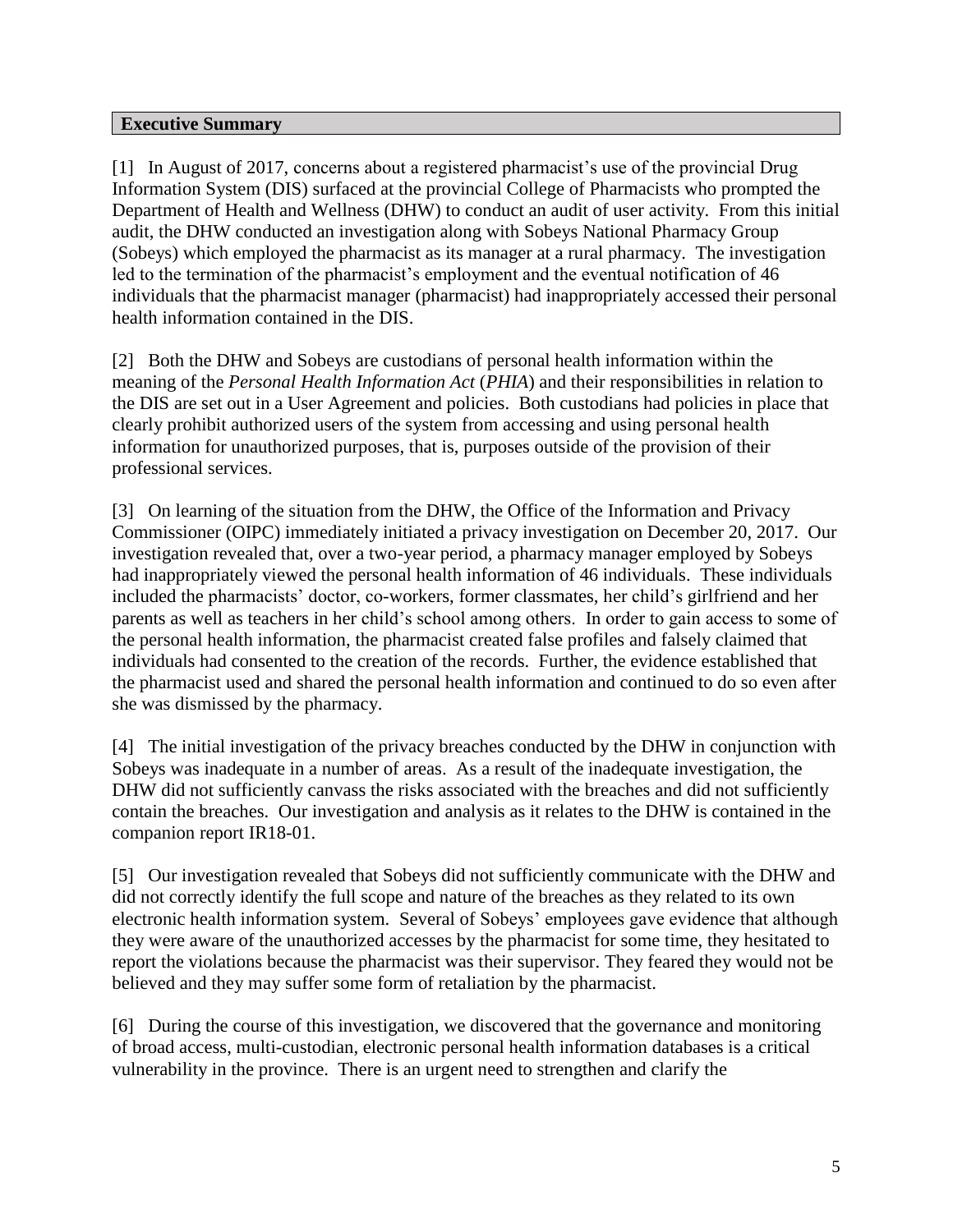## Executive Summary

[1] In August of 2017, concerns about a registered pharmacist's use of the provincial Drug Information System (DIS) surfaced at the provincial College of Pharmacists who prompted the Department of Health and Wellness (DHW) to conduct an audit of user activity. From this initial audit, the DHW conducted an investigation along with Sobeys National Pharmacy Group (Sobeys) which employed the pharmacist as its manager at a rural pharmacy. The investigation led to the termination of the pharmacist's employment and the eventual notification of 46 individuals that the pharmacist manager (pharmacist) had inappropriately accessed their personal health information contained in the DIS.

[2] Both the DHW and Sobeys are custodians of personal health information within the meaning of the *Personal Health Information Act* (*PHIA*) and their responsibilities in relation to the DIS are set out in a User Agreement and policies. Both custodians had policies in place that clearly prohibit authorized users of the system from accessing and using personal health information for unauthorized purposes, that is, purposes outside of the provision of their professional services.

[3] On learning of the situation from the DHW, the Office of the Information and Privacy Commissioner (OIPC) immediately initiated a privacy investigation on December 20, 2017. Our investigation revealed that, over a two-year period, a pharmacy manager employed by Sobeys had inappropriately viewed the personal health information of 46 individuals. These individuals included the pharmacists' doctor, co-workers, former classmates, her child's girlfriend and her parents as well as teachers in her child's school among others. In order to gain access to some of the personal health information, the pharmacist created false profiles and falsely claimed that individuals had consented to the creation of the records. Further, the evidence established that the pharmacist used and shared the personal health information and continued to do so even after she was dismissed by the pharmacy.

[4] The initial investigation of the privacy breaches conducted by the DHW in conjunction with Sobeys was inadequate in a number of areas. As a result of the inadequate investigation, the DHW did not sufficiently canvass the risks associated with the breaches and did not sufficiently contain the breaches. Our investigation and analysis as it relates to the DHW is contained in the companion report IR18-01.

[5] Our investigation revealed that Sobeys did not sufficiently communicate with the DHW and did not correctly identify the full scope and nature of the breaches as they related to its own electronic health information system. Several of Sobeys' employees gave evidence that although they were aware of the unauthorized accesses by the pharmacist for some time, they hesitated to report the violations because the pharmacist was their supervisor. They feared they would not be believed and they may suffer some form of retaliation by the pharmacist.

[6] During the course of this investigation, we discovered that the governance and monitoring of broad access, multi-custodian, electronic personal health information databases is a critical vulnerability in the province. There is an urgent need to strengthen and clarify the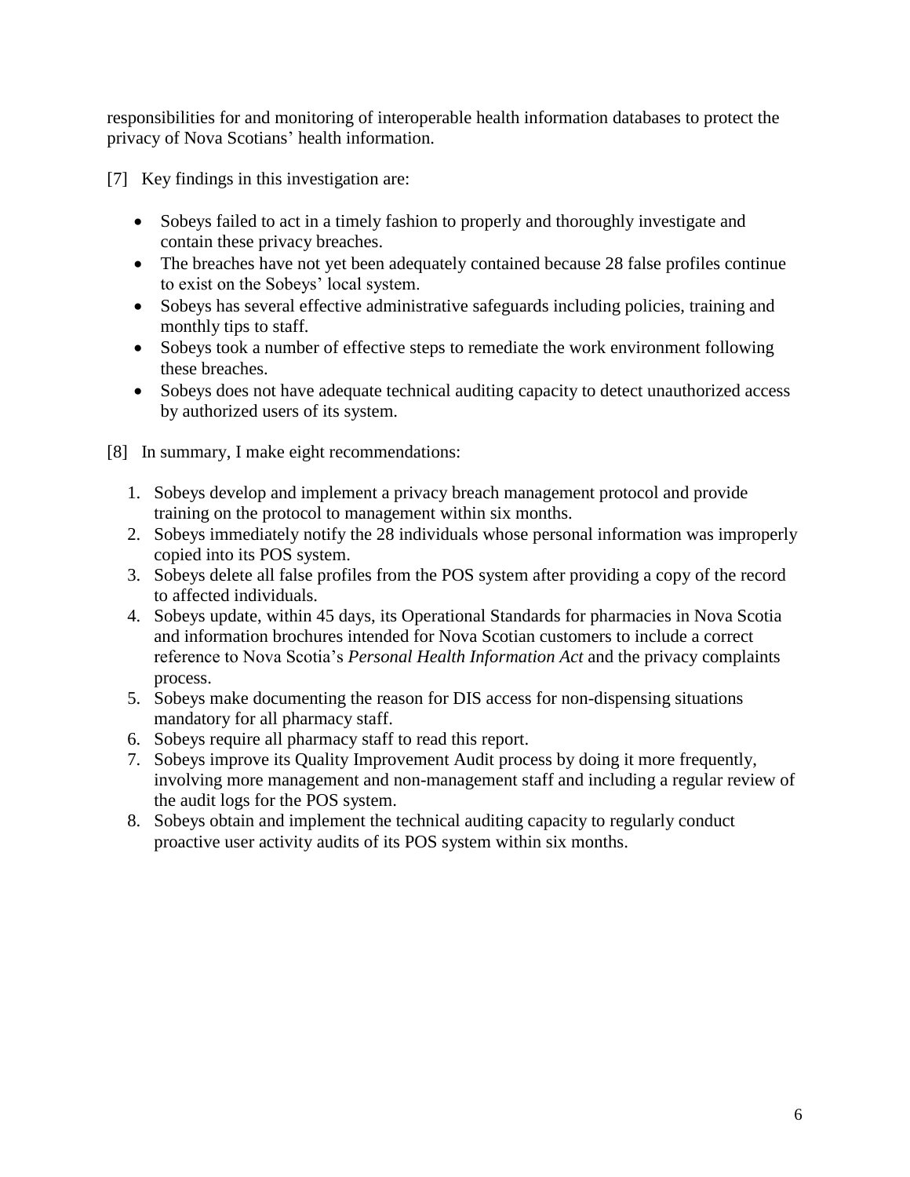responsibilities for and monitoring of interoperable health information databases to protect the privacy of Nova Scotians' health information.

[7] Key findings in this investigation are:

- Sobeys failed to act in a timely fashion to properly and thoroughly investigate and contain these privacy breaches.
- The breaches have not yet been adequately contained because 28 false profiles continue to exist on the Sobeys' local system.
- Sobeys has several effective administrative safeguards including policies, training and monthly tips to staff.
- Sobeys took a number of effective steps to remediate the work environment following these breaches.
- Sobeys does not have adequate technical auditing capacity to detect unauthorized access by authorized users of its system.

[8] In summary, I make eight recommendations:

1. Sobeys develop and implement a privacy breach management protocol and provide training on the protocol to management within six months.
2. Sobeys immediately notify the 28 individuals whose personal information was improperly copied into its POS system.
3. Sobeys delete all false profiles from the POS system after providing a copy of the record to affected individuals.
4. Sobeys update, within 45 days, its Operational Standards for pharmacies in Nova Scotia and information brochures intended for Nova Scotian customers to include a correct reference to Nova Scotia's *Personal Health Information Act* and the privacy complaints process.
5. Sobeys make documenting the reason for DIS access for non-dispensing situations mandatory for all pharmacy staff.
6. Sobeys require all pharmacy staff to read this report.
7. Sobeys improve its Quality Improvement Audit process by doing it more frequently, involving more management and non-management staff and including a regular review of the audit logs for the POS system.
8. Sobeys obtain and implement the technical auditing capacity to regularly conduct proactive user activity audits of its POS system within six months.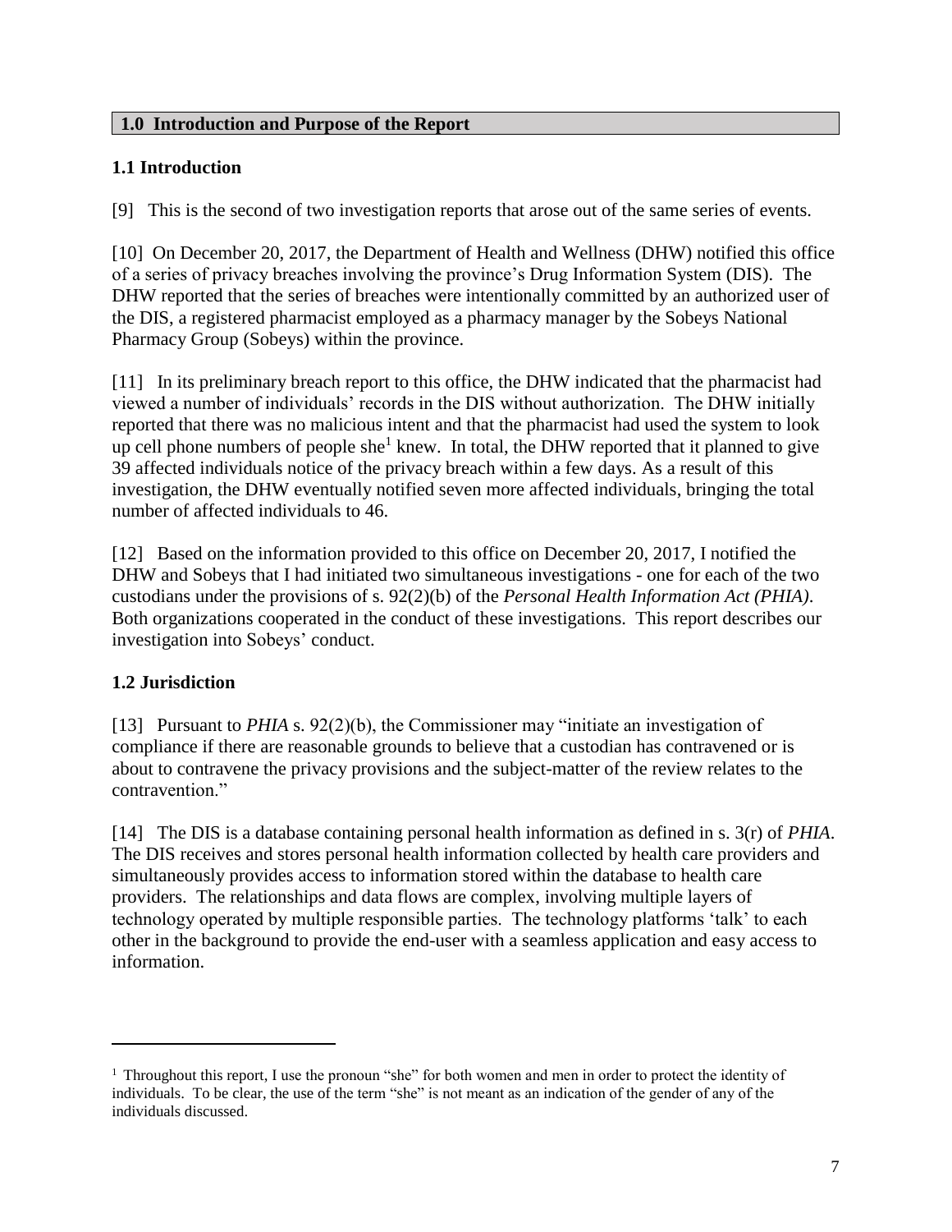## 1.0 Introduction and Purpose of the Report

### 1.1 Introduction

[9] This is the second of two investigation reports that arose out of the same series of events.

[10] On December 20, 2017, the Department of Health and Wellness (DHW) notified this office of a series of privacy breaches involving the province's Drug Information System (DIS). The DHW reported that the series of breaches were intentionally committed by an authorized user of the DIS, a registered pharmacist employed as a pharmacy manager by the Sobeys National Pharmacy Group (Sobeys) within the province.

[11] In its preliminary breach report to this office, the DHW indicated that the pharmacist had viewed a number of individuals' records in the DIS without authorization. The DHW initially reported that there was no malicious intent and that the pharmacist had used the system to look up cell phone numbers of people she[1] knew. In total, the DHW reported that it planned to give 39 affected individuals notice of the privacy breach within a few days. As a result of this investigation, the DHW eventually notified seven more affected individuals, bringing the total number of affected individuals to 46.

[12] Based on the information provided to this office on December 20, 2017, I notified the DHW and Sobeys that I had initiated two simultaneous investigations - one for each of the two custodians under the provisions of s. 92(2)(b) of the *Personal Health Information Act (PHIA)*. Both organizations cooperated in the conduct of these investigations. This report describes our investigation into Sobeys' conduct.

### 1.2 Jurisdiction

[13] Pursuant to *PHIA* s. 92(2)(b), the Commissioner may "initiate an investigation of compliance if there are reasonable grounds to believe that a custodian has contravened or is about to contravene the privacy provisions and the subject-matter of the review relates to the contravention."

[14] The DIS is a database containing personal health information as defined in s. 3(r) of *PHIA*. The DIS receives and stores personal health information collected by health care providers and simultaneously provides access to information stored within the database to health care providers. The relationships and data flows are complex, involving multiple layers of technology operated by multiple responsible parties. The technology platforms 'talk' to each other in the background to provide the end-user with a seamless application and easy access to information.

---

[1] Throughout this report, I use the pronoun "she" for both women and men in order to protect the identity of individuals. To be clear, the use of the term "she" is not meant as an indication of the gender of any of the individuals discussed.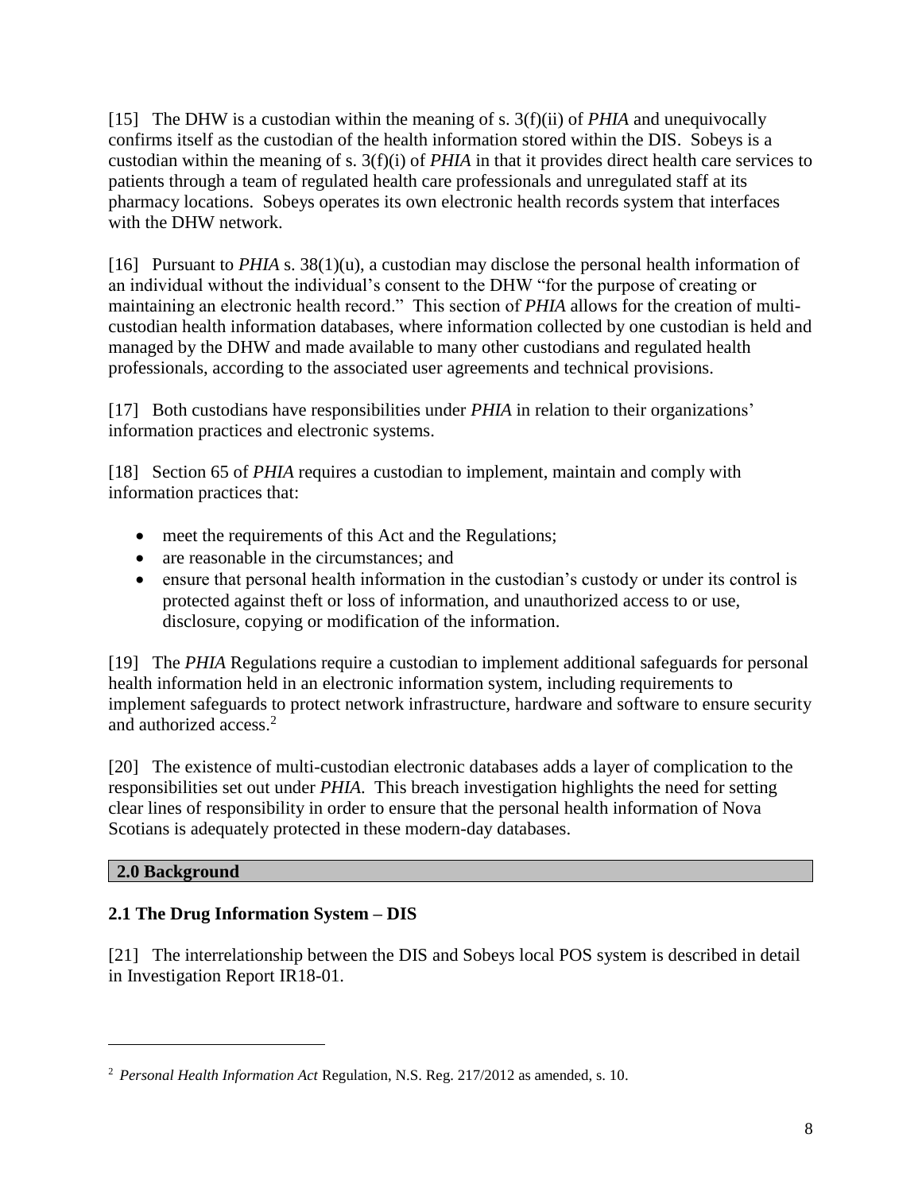[15] The DHW is a custodian within the meaning of s. 3(f)(ii) of *PHIA* and unequivocally confirms itself as the custodian of the health information stored within the DIS. Sobeys is a custodian within the meaning of s. 3(f)(i) of *PHIA* in that it provides direct health care services to patients through a team of regulated health care professionals and unregulated staff at its pharmacy locations. Sobeys operates its own electronic health records system that interfaces with the DHW network.

[16] Pursuant to *PHIA* s. 38(1)(u), a custodian may disclose the personal health information of an individual without the individual's consent to the DHW "for the purpose of creating or maintaining an electronic health record." This section of *PHIA* allows for the creation of multi-custodian health information databases, where information collected by one custodian is held and managed by the DHW and made available to many other custodians and regulated health professionals, according to the associated user agreements and technical provisions.

[17] Both custodians have responsibilities under *PHIA* in relation to their organizations' information practices and electronic systems.

[18] Section 65 of *PHIA* requires a custodian to implement, maintain and comply with information practices that:

- meet the requirements of this Act and the Regulations;
- are reasonable in the circumstances; and
- ensure that personal health information in the custodian's custody or under its control is protected against theft or loss of information, and unauthorized access to or use, disclosure, copying or modification of the information.

[19] The *PHIA* Regulations require a custodian to implement additional safeguards for personal health information held in an electronic information system, including requirements to implement safeguards to protect network infrastructure, hardware and software to ensure security and authorized access.[2]

[20] The existence of multi-custodian electronic databases adds a layer of complication to the responsibilities set out under *PHIA*. This breach investigation highlights the need for setting clear lines of responsibility in order to ensure that the personal health information of Nova Scotians is adequately protected in these modern-day databases.

## 2.0 Background

### 2.1 The Drug Information System – DIS

[21] The interrelationship between the DIS and Sobeys local POS system is described in detail in Investigation Report IR18-01.

---

[2] *Personal Health Information Act* Regulation, N.S. Reg. 217/2012 as amended, s. 10.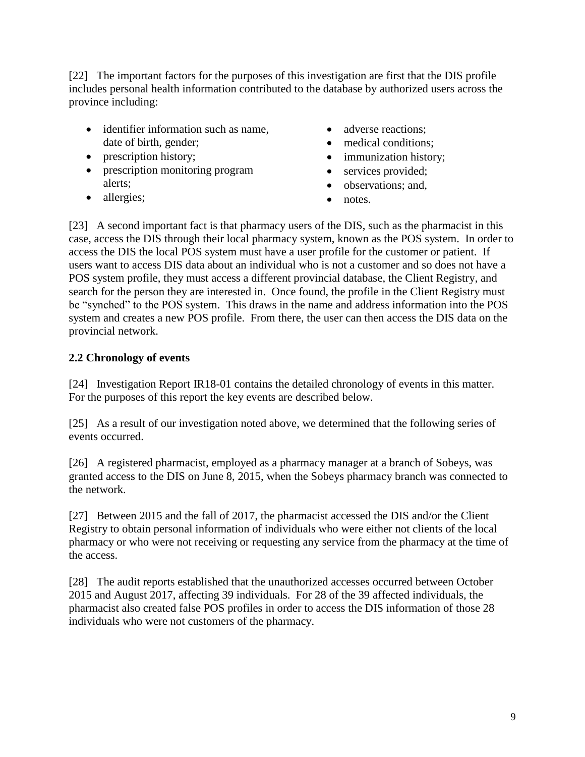[22] The important factors for the purposes of this investigation are first that the DIS profile includes personal health information contributed to the database by authorized users across the province including:

- identifier information such as name, date of birth, gender;
- prescription history;
- prescription monitoring program alerts;
- allergies;
- adverse reactions;
- medical conditions;
- immunization history;
- services provided;
- observations; and,
- notes.

[23] A second important fact is that pharmacy users of the DIS, such as the pharmacist in this case, access the DIS through their local pharmacy system, known as the POS system. In order to access the DIS the local POS system must have a user profile for the customer or patient. If users want to access DIS data about an individual who is not a customer and so does not have a POS system profile, they must access a different provincial database, the Client Registry, and search for the person they are interested in. Once found, the profile in the Client Registry must be "synched" to the POS system. This draws in the name and address information into the POS system and creates a new POS profile. From there, the user can then access the DIS data on the provincial network.

## 2.2 Chronology of events

[24] Investigation Report IR18-01 contains the detailed chronology of events in this matter. For the purposes of this report the key events are described below.

[25] As a result of our investigation noted above, we determined that the following series of events occurred.

[26] A registered pharmacist, employed as a pharmacy manager at a branch of Sobeys, was granted access to the DIS on June 8, 2015, when the Sobeys pharmacy branch was connected to the network.

[27] Between 2015 and the fall of 2017, the pharmacist accessed the DIS and/or the Client Registry to obtain personal information of individuals who were either not clients of the local pharmacy or who were not receiving or requesting any service from the pharmacy at the time of the access.

[28] The audit reports established that the unauthorized accesses occurred between October 2015 and August 2017, affecting 39 individuals. For 28 of the 39 affected individuals, the pharmacist also created false POS profiles in order to access the DIS information of those 28 individuals who were not customers of the pharmacy.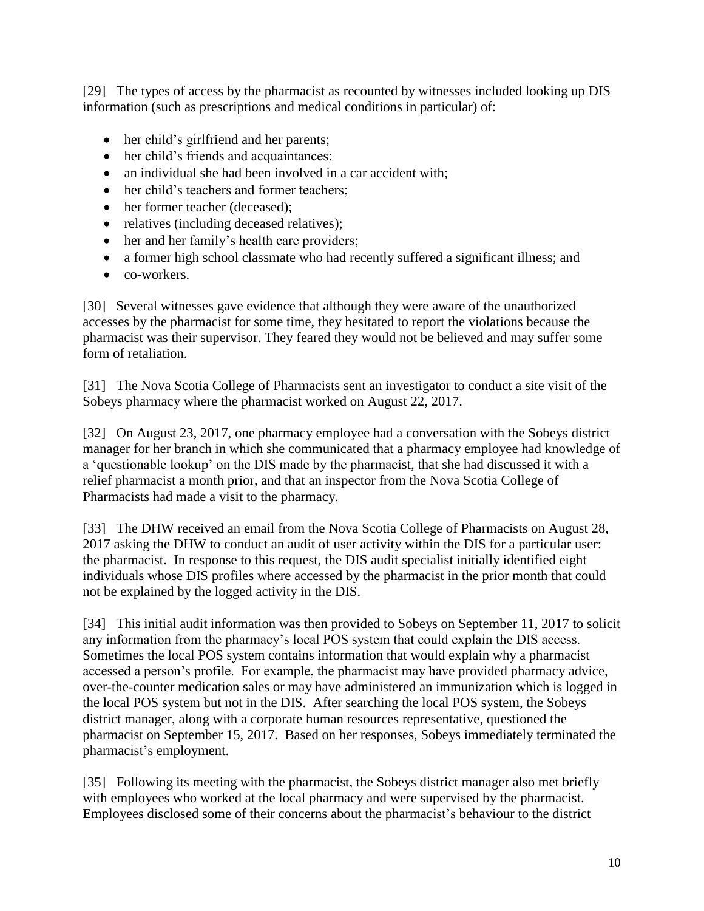[29] The types of access by the pharmacist as recounted by witnesses included looking up DIS information (such as prescriptions and medical conditions in particular) of:

- her child's girlfriend and her parents;
- her child's friends and acquaintances;
- an individual she had been involved in a car accident with;
- her child's teachers and former teachers;
- her former teacher (deceased);
- relatives (including deceased relatives);
- her and her family's health care providers;
- a former high school classmate who had recently suffered a significant illness; and
- co-workers.

[30] Several witnesses gave evidence that although they were aware of the unauthorized accesses by the pharmacist for some time, they hesitated to report the violations because the pharmacist was their supervisor. They feared they would not be believed and may suffer some form of retaliation.

[31] The Nova Scotia College of Pharmacists sent an investigator to conduct a site visit of the Sobeys pharmacy where the pharmacist worked on August 22, 2017.

[32] On August 23, 2017, one pharmacy employee had a conversation with the Sobeys district manager for her branch in which she communicated that a pharmacy employee had knowledge of a 'questionable lookup' on the DIS made by the pharmacist, that she had discussed it with a relief pharmacist a month prior, and that an inspector from the Nova Scotia College of Pharmacists had made a visit to the pharmacy.

[33] The DHW received an email from the Nova Scotia College of Pharmacists on August 28, 2017 asking the DHW to conduct an audit of user activity within the DIS for a particular user: the pharmacist. In response to this request, the DIS audit specialist initially identified eight individuals whose DIS profiles where accessed by the pharmacist in the prior month that could not be explained by the logged activity in the DIS.

[34] This initial audit information was then provided to Sobeys on September 11, 2017 to solicit any information from the pharmacy's local POS system that could explain the DIS access. Sometimes the local POS system contains information that would explain why a pharmacist accessed a person's profile. For example, the pharmacist may have provided pharmacy advice, over-the-counter medication sales or may have administered an immunization which is logged in the local POS system but not in the DIS. After searching the local POS system, the Sobeys district manager, along with a corporate human resources representative, questioned the pharmacist on September 15, 2017. Based on her responses, Sobeys immediately terminated the pharmacist's employment.

[35] Following its meeting with the pharmacist, the Sobeys district manager also met briefly with employees who worked at the local pharmacy and were supervised by the pharmacist. Employees disclosed some of their concerns about the pharmacist's behaviour to the district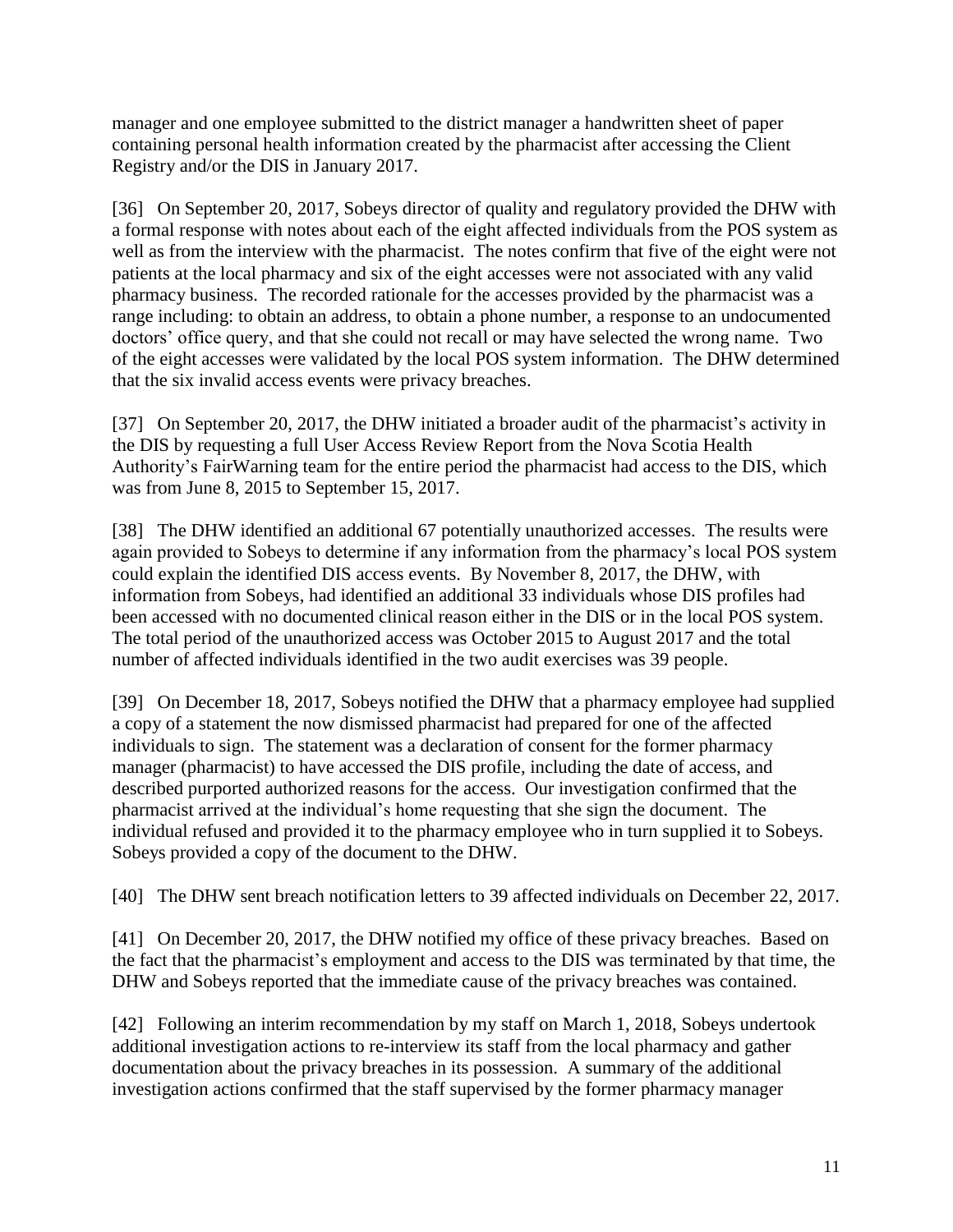manager and one employee submitted to the district manager a handwritten sheet of paper containing personal health information created by the pharmacist after accessing the Client Registry and/or the DIS in January 2017.

[36] On September 20, 2017, Sobeys director of quality and regulatory provided the DHW with a formal response with notes about each of the eight affected individuals from the POS system as well as from the interview with the pharmacist. The notes confirm that five of the eight were not patients at the local pharmacy and six of the eight accesses were not associated with any valid pharmacy business. The recorded rationale for the accesses provided by the pharmacist was a range including: to obtain an address, to obtain a phone number, a response to an undocumented doctors' office query, and that she could not recall or may have selected the wrong name. Two of the eight accesses were validated by the local POS system information. The DHW determined that the six invalid access events were privacy breaches.

[37] On September 20, 2017, the DHW initiated a broader audit of the pharmacist's activity in the DIS by requesting a full User Access Review Report from the Nova Scotia Health Authority's FairWarning team for the entire period the pharmacist had access to the DIS, which was from June 8, 2015 to September 15, 2017.

[38] The DHW identified an additional 67 potentially unauthorized accesses. The results were again provided to Sobeys to determine if any information from the pharmacy's local POS system could explain the identified DIS access events. By November 8, 2017, the DHW, with information from Sobeys, had identified an additional 33 individuals whose DIS profiles had been accessed with no documented clinical reason either in the DIS or in the local POS system. The total period of the unauthorized access was October 2015 to August 2017 and the total number of affected individuals identified in the two audit exercises was 39 people.

[39] On December 18, 2017, Sobeys notified the DHW that a pharmacy employee had supplied a copy of a statement the now dismissed pharmacist had prepared for one of the affected individuals to sign. The statement was a declaration of consent for the former pharmacy manager (pharmacist) to have accessed the DIS profile, including the date of access, and described purported authorized reasons for the access. Our investigation confirmed that the pharmacist arrived at the individual's home requesting that she sign the document. The individual refused and provided it to the pharmacy employee who in turn supplied it to Sobeys. Sobeys provided a copy of the document to the DHW.

[40] The DHW sent breach notification letters to 39 affected individuals on December 22, 2017.

[41] On December 20, 2017, the DHW notified my office of these privacy breaches. Based on the fact that the pharmacist's employment and access to the DIS was terminated by that time, the DHW and Sobeys reported that the immediate cause of the privacy breaches was contained.

[42] Following an interim recommendation by my staff on March 1, 2018, Sobeys undertook additional investigation actions to re-interview its staff from the local pharmacy and gather documentation about the privacy breaches in its possession. A summary of the additional investigation actions confirmed that the staff supervised by the former pharmacy manager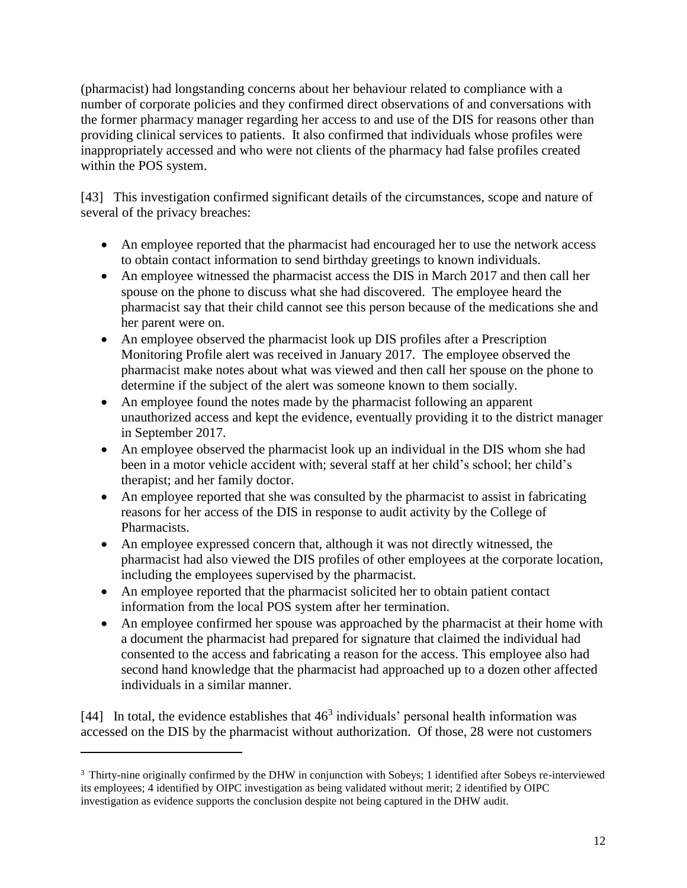(pharmacist) had longstanding concerns about her behaviour related to compliance with a number of corporate policies and they confirmed direct observations of and conversations with the former pharmacy manager regarding her access to and use of the DIS for reasons other than providing clinical services to patients. It also confirmed that individuals whose profiles were inappropriately accessed and who were not clients of the pharmacy had false profiles created within the POS system.

[43] This investigation confirmed significant details of the circumstances, scope and nature of several of the privacy breaches:

- An employee reported that the pharmacist had encouraged her to use the network access to obtain contact information to send birthday greetings to known individuals.
- An employee witnessed the pharmacist access the DIS in March 2017 and then call her spouse on the phone to discuss what she had discovered. The employee heard the pharmacist say that their child cannot see this person because of the medications she and her parent were on.
- An employee observed the pharmacist look up DIS profiles after a Prescription Monitoring Profile alert was received in January 2017. The employee observed the pharmacist make notes about what was viewed and then call her spouse on the phone to determine if the subject of the alert was someone known to them socially.
- An employee found the notes made by the pharmacist following an apparent unauthorized access and kept the evidence, eventually providing it to the district manager in September 2017.
- An employee observed the pharmacist look up an individual in the DIS whom she had been in a motor vehicle accident with; several staff at her child's school; her child's therapist; and her family doctor.
- An employee reported that she was consulted by the pharmacist to assist in fabricating reasons for her access of the DIS in response to audit activity by the College of Pharmacists.
- An employee expressed concern that, although it was not directly witnessed, the pharmacist had also viewed the DIS profiles of other employees at the corporate location, including the employees supervised by the pharmacist.
- An employee reported that the pharmacist solicited her to obtain patient contact information from the local POS system after her termination.
- An employee confirmed her spouse was approached by the pharmacist at their home with a document the pharmacist had prepared for signature that claimed the individual had consented to the access and fabricating a reason for the access. This employee also had second hand knowledge that the pharmacist had approached up to a dozen other affected individuals in a similar manner.

[44] In total, the evidence establishes that 46[3] individuals' personal health information was accessed on the DIS by the pharmacist without authorization. Of those, 28 were not customers

[3] Thirty-nine originally confirmed by the DHW in conjunction with Sobeys; 1 identified after Sobeys re-interviewed its employees; 4 identified by OIPC investigation as being validated without merit; 2 identified by OIPC investigation as evidence supports the conclusion despite not being captured in the DHW audit.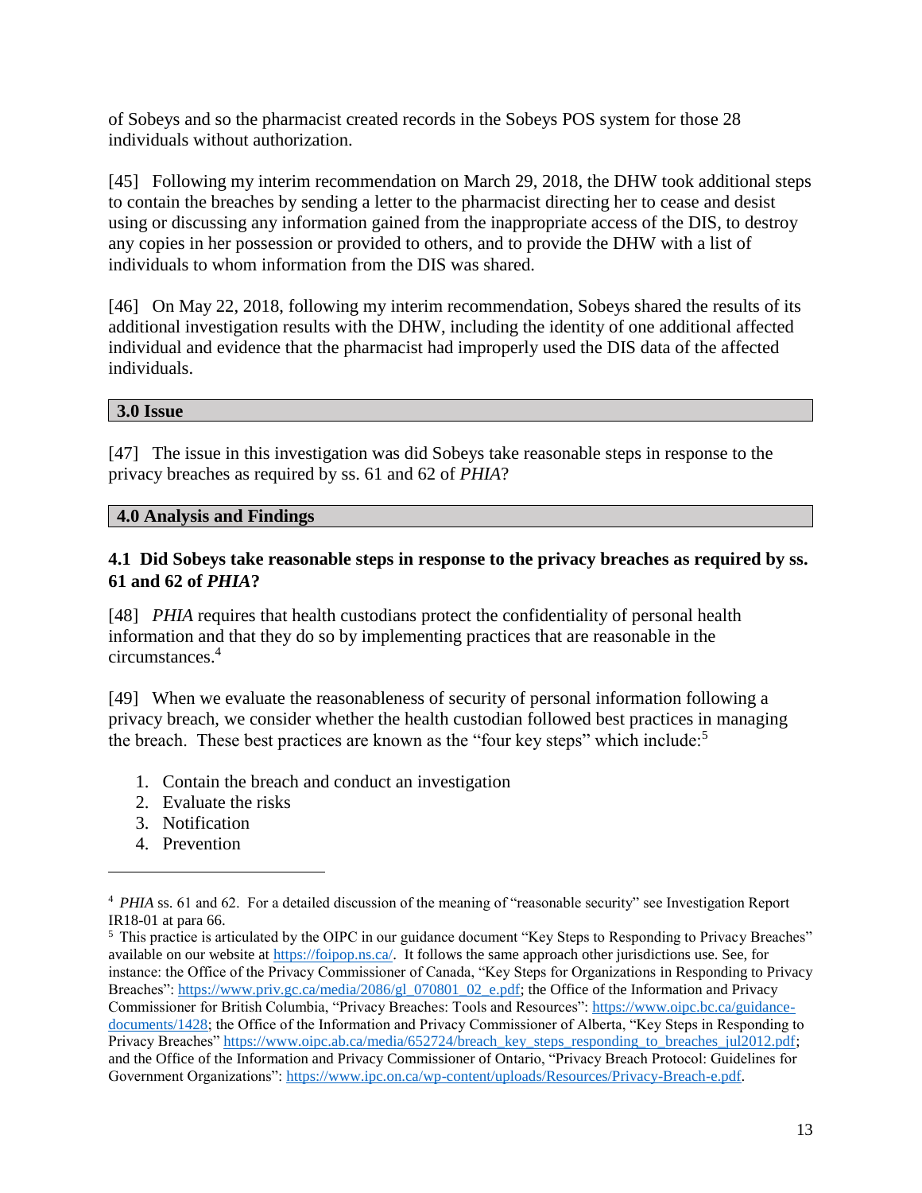of Sobeys and so the pharmacist created records in the Sobeys POS system for those 28 individuals without authorization.

[45] Following my interim recommendation on March 29, 2018, the DHW took additional steps to contain the breaches by sending a letter to the pharmacist directing her to cease and desist using or discussing any information gained from the inappropriate access of the DIS, to destroy any copies in her possession or provided to others, and to provide the DHW with a list of individuals to whom information from the DIS was shared.

[46] On May 22, 2018, following my interim recommendation, Sobeys shared the results of its additional investigation results with the DHW, including the identity of one additional affected individual and evidence that the pharmacist had improperly used the DIS data of the affected individuals.

## 3.0 Issue

[47] The issue in this investigation was did Sobeys take reasonable steps in response to the privacy breaches as required by ss. 61 and 62 of *PHIA*?

## 4.0 Analysis and Findings

### 4.1 Did Sobeys take reasonable steps in response to the privacy breaches as required by ss. 61 and 62 of *PHIA*?

[48] *PHIA* requires that health custodians protect the confidentiality of personal health information and that they do so by implementing practices that are reasonable in the circumstances.[4]

[49] When we evaluate the reasonableness of security of personal information following a privacy breach, we consider whether the health custodian followed best practices in managing the breach. These best practices are known as the "four key steps" which include:[5]

1. Contain the breach and conduct an investigation
2. Evaluate the risks
3. Notification
4. Prevention

---

[4] *PHIA* ss. 61 and 62. For a detailed discussion of the meaning of "reasonable security" see Investigation Report IR18-01 at para 66.

[5] This practice is articulated by the OIPC in our guidance document "Key Steps to Responding to Privacy Breaches" available on our website at https://foipop.ns.ca/. It follows the same approach other jurisdictions use. See, for instance: the Office of the Privacy Commissioner of Canada, "Key Steps for Organizations in Responding to Privacy Breaches": https://www.priv.gc.ca/media/2086/gl_070801_02_e.pdf; the Office of the Information and Privacy Commissioner for British Columbia, "Privacy Breaches: Tools and Resources": https://www.oipc.bc.ca/guidance-documents/1428; the Office of the Information and Privacy Commissioner of Alberta, "Key Steps in Responding to Privacy Breaches" https://www.oipc.ab.ca/media/652724/breach_key_steps_responding_to_breaches_jul2012.pdf; and the Office of the Information and Privacy Commissioner of Ontario, "Privacy Breach Protocol: Guidelines for Government Organizations": https://www.ipc.on.ca/wp-content/uploads/Resources/Privacy-Breach-e.pdf.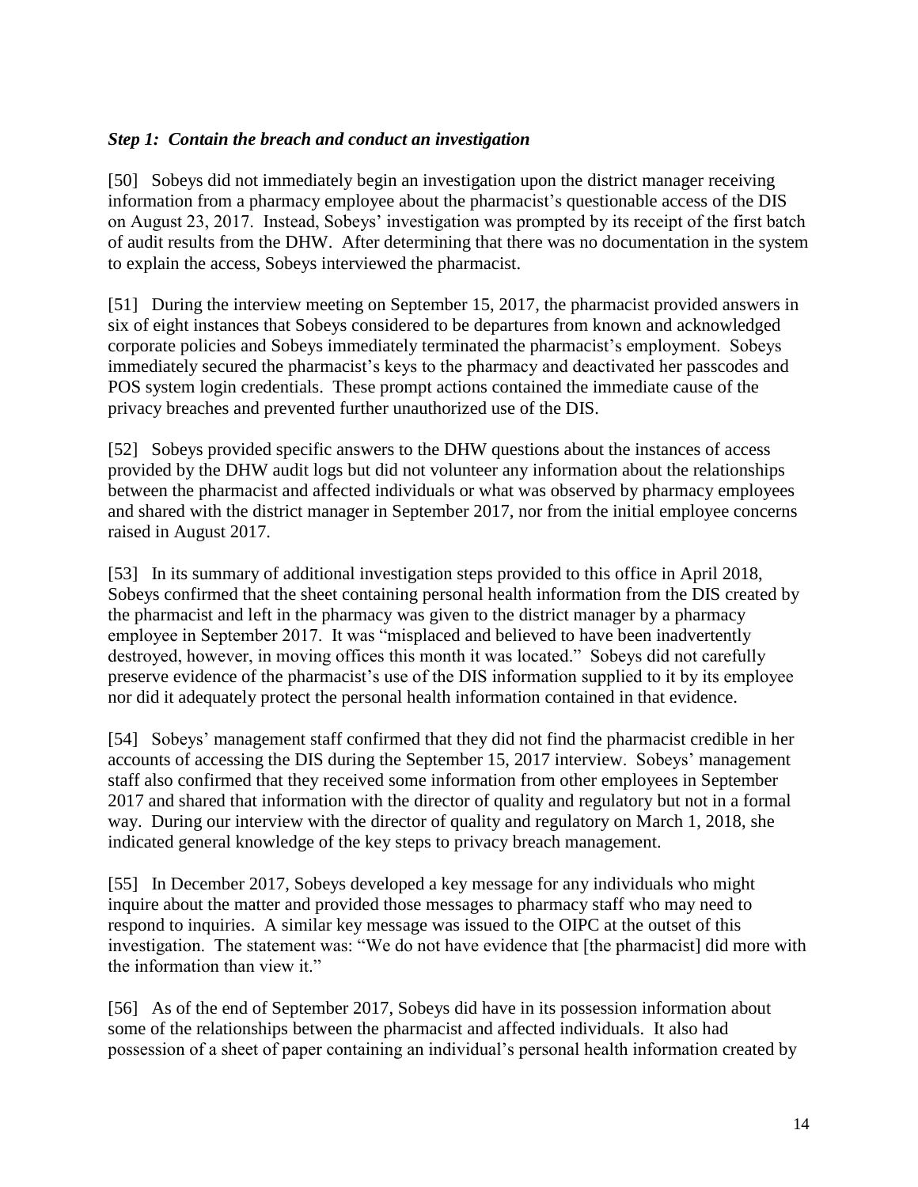### *Step 1: Contain the breach and conduct an investigation*

[50] Sobeys did not immediately begin an investigation upon the district manager receiving information from a pharmacy employee about the pharmacist's questionable access of the DIS on August 23, 2017. Instead, Sobeys' investigation was prompted by its receipt of the first batch of audit results from the DHW. After determining that there was no documentation in the system to explain the access, Sobeys interviewed the pharmacist.

[51] During the interview meeting on September 15, 2017, the pharmacist provided answers in six of eight instances that Sobeys considered to be departures from known and acknowledged corporate policies and Sobeys immediately terminated the pharmacist's employment. Sobeys immediately secured the pharmacist's keys to the pharmacy and deactivated her passcodes and POS system login credentials. These prompt actions contained the immediate cause of the privacy breaches and prevented further unauthorized use of the DIS.

[52] Sobeys provided specific answers to the DHW questions about the instances of access provided by the DHW audit logs but did not volunteer any information about the relationships between the pharmacist and affected individuals or what was observed by pharmacy employees and shared with the district manager in September 2017, nor from the initial employee concerns raised in August 2017.

[53] In its summary of additional investigation steps provided to this office in April 2018, Sobeys confirmed that the sheet containing personal health information from the DIS created by the pharmacist and left in the pharmacy was given to the district manager by a pharmacy employee in September 2017. It was "misplaced and believed to have been inadvertently destroyed, however, in moving offices this month it was located." Sobeys did not carefully preserve evidence of the pharmacist's use of the DIS information supplied to it by its employee nor did it adequately protect the personal health information contained in that evidence.

[54] Sobeys' management staff confirmed that they did not find the pharmacist credible in her accounts of accessing the DIS during the September 15, 2017 interview. Sobeys' management staff also confirmed that they received some information from other employees in September 2017 and shared that information with the director of quality and regulatory but not in a formal way. During our interview with the director of quality and regulatory on March 1, 2018, she indicated general knowledge of the key steps to privacy breach management.

[55] In December 2017, Sobeys developed a key message for any individuals who might inquire about the matter and provided those messages to pharmacy staff who may need to respond to inquiries. A similar key message was issued to the OIPC at the outset of this investigation. The statement was: "We do not have evidence that [the pharmacist] did more with the information than view it."

[56] As of the end of September 2017, Sobeys did have in its possession information about some of the relationships between the pharmacist and affected individuals. It also had possession of a sheet of paper containing an individual's personal health information created by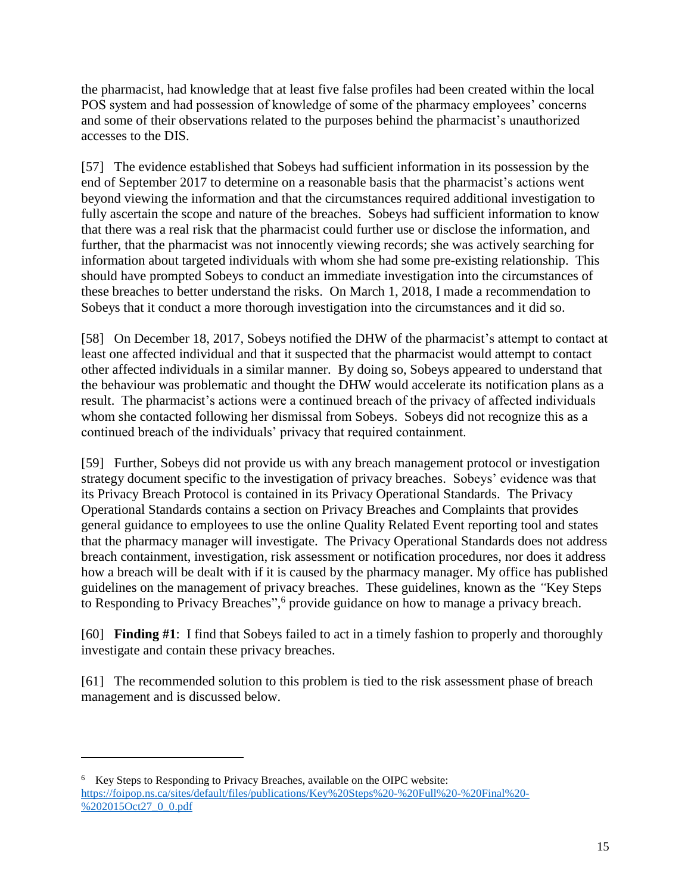the pharmacist, had knowledge that at least five false profiles had been created within the local POS system and had possession of knowledge of some of the pharmacy employees' concerns and some of their observations related to the purposes behind the pharmacist's unauthorized accesses to the DIS.

[57] The evidence established that Sobeys had sufficient information in its possession by the end of September 2017 to determine on a reasonable basis that the pharmacist's actions went beyond viewing the information and that the circumstances required additional investigation to fully ascertain the scope and nature of the breaches. Sobeys had sufficient information to know that there was a real risk that the pharmacist could further use or disclose the information, and further, that the pharmacist was not innocently viewing records; she was actively searching for information about targeted individuals with whom she had some pre-existing relationship. This should have prompted Sobeys to conduct an immediate investigation into the circumstances of these breaches to better understand the risks. On March 1, 2018, I made a recommendation to Sobeys that it conduct a more thorough investigation into the circumstances and it did so.

[58] On December 18, 2017, Sobeys notified the DHW of the pharmacist's attempt to contact at least one affected individual and that it suspected that the pharmacist would attempt to contact other affected individuals in a similar manner. By doing so, Sobeys appeared to understand that the behaviour was problematic and thought the DHW would accelerate its notification plans as a result. The pharmacist's actions were a continued breach of the privacy of affected individuals whom she contacted following her dismissal from Sobeys. Sobeys did not recognize this as a continued breach of the individuals' privacy that required containment.

[59] Further, Sobeys did not provide us with any breach management protocol or investigation strategy document specific to the investigation of privacy breaches. Sobeys' evidence was that its Privacy Breach Protocol is contained in its Privacy Operational Standards. The Privacy Operational Standards contains a section on Privacy Breaches and Complaints that provides general guidance to employees to use the online Quality Related Event reporting tool and states that the pharmacy manager will investigate. The Privacy Operational Standards does not address breach containment, investigation, risk assessment or notification procedures, nor does it address how a breach will be dealt with if it is caused by the pharmacy manager. My office has published guidelines on the management of privacy breaches. These guidelines, known as the "Key Steps to Responding to Privacy Breaches",[6] provide guidance on how to manage a privacy breach.

[60] **Finding #1**: I find that Sobeys failed to act in a timely fashion to properly and thoroughly investigate and contain these privacy breaches.

[61] The recommended solution to this problem is tied to the risk assessment phase of breach management and is discussed below.

---

[6] Key Steps to Responding to Privacy Breaches, available on the OIPC website: https://foipop.ns.ca/sites/default/files/publications/Key%20Steps%20-%20Full%20-%20Final%20-%202015Oct27_0_0.pdf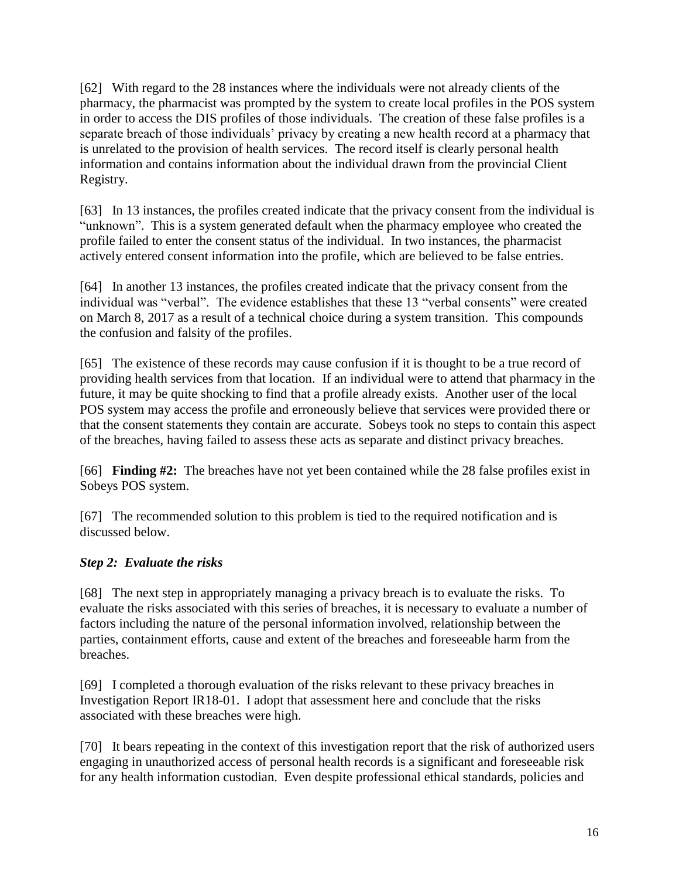[62] With regard to the 28 instances where the individuals were not already clients of the pharmacy, the pharmacist was prompted by the system to create local profiles in the POS system in order to access the DIS profiles of those individuals. The creation of these false profiles is a separate breach of those individuals' privacy by creating a new health record at a pharmacy that is unrelated to the provision of health services. The record itself is clearly personal health information and contains information about the individual drawn from the provincial Client Registry.

[63] In 13 instances, the profiles created indicate that the privacy consent from the individual is "unknown". This is a system generated default when the pharmacy employee who created the profile failed to enter the consent status of the individual. In two instances, the pharmacist actively entered consent information into the profile, which are believed to be false entries.

[64] In another 13 instances, the profiles created indicate that the privacy consent from the individual was "verbal". The evidence establishes that these 13 "verbal consents" were created on March 8, 2017 as a result of a technical choice during a system transition. This compounds the confusion and falsity of the profiles.

[65] The existence of these records may cause confusion if it is thought to be a true record of providing health services from that location. If an individual were to attend that pharmacy in the future, it may be quite shocking to find that a profile already exists. Another user of the local POS system may access the profile and erroneously believe that services were provided there or that the consent statements they contain are accurate. Sobeys took no steps to contain this aspect of the breaches, having failed to assess these acts as separate and distinct privacy breaches.

[66] **Finding #2:** The breaches have not yet been contained while the 28 false profiles exist in Sobeys POS system.

[67] The recommended solution to this problem is tied to the required notification and is discussed below.

### *Step 2: Evaluate the risks*

[68] The next step in appropriately managing a privacy breach is to evaluate the risks. To evaluate the risks associated with this series of breaches, it is necessary to evaluate a number of factors including the nature of the personal information involved, relationship between the parties, containment efforts, cause and extent of the breaches and foreseeable harm from the breaches.

[69] I completed a thorough evaluation of the risks relevant to these privacy breaches in Investigation Report IR18-01. I adopt that assessment here and conclude that the risks associated with these breaches were high.

[70] It bears repeating in the context of this investigation report that the risk of authorized users engaging in unauthorized access of personal health records is a significant and foreseeable risk for any health information custodian. Even despite professional ethical standards, policies and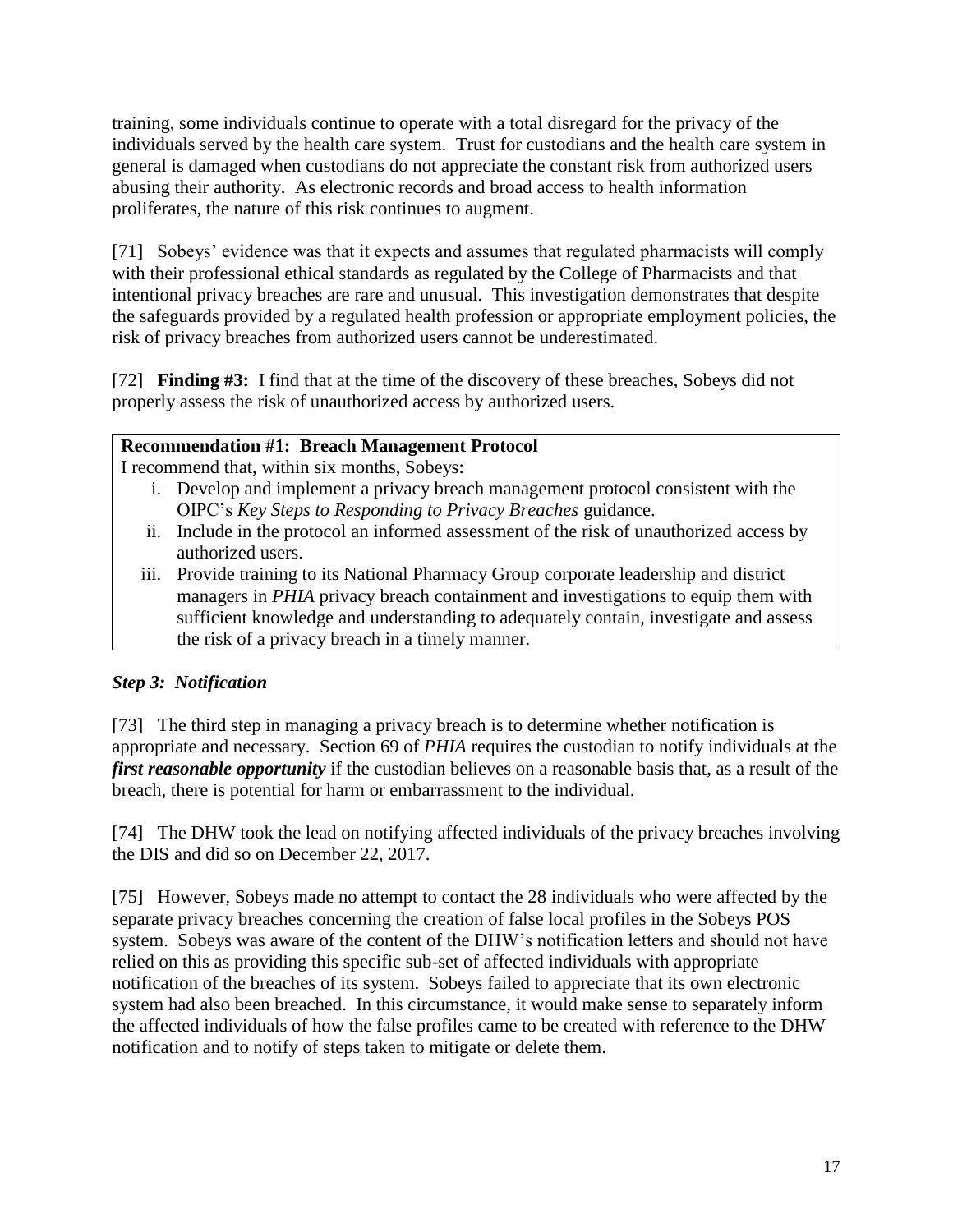training, some individuals continue to operate with a total disregard for the privacy of the individuals served by the health care system. Trust for custodians and the health care system in general is damaged when custodians do not appreciate the constant risk from authorized users abusing their authority. As electronic records and broad access to health information proliferates, the nature of this risk continues to augment.

[71] Sobeys' evidence was that it expects and assumes that regulated pharmacists will comply with their professional ethical standards as regulated by the College of Pharmacists and that intentional privacy breaches are rare and unusual. This investigation demonstrates that despite the safeguards provided by a regulated health profession or appropriate employment policies, the risk of privacy breaches from authorized users cannot be underestimated.

[72] **Finding #3:** I find that at the time of the discovery of these breaches, Sobeys did not properly assess the risk of unauthorized access by authorized users.

**Recommendation #1: Breach Management Protocol**

I recommend that, within six months, Sobeys:

i. Develop and implement a privacy breach management protocol consistent with the OIPC's *Key Steps to Responding to Privacy Breaches* guidance.
ii. Include in the protocol an informed assessment of the risk of unauthorized access by authorized users.
iii. Provide training to its National Pharmacy Group corporate leadership and district managers in *PHIA* privacy breach containment and investigations to equip them with sufficient knowledge and understanding to adequately contain, investigate and assess the risk of a privacy breach in a timely manner.

### *Step 3: Notification*

[73] The third step in managing a privacy breach is to determine whether notification is appropriate and necessary. Section 69 of *PHIA* requires the custodian to notify individuals at the ***first reasonable opportunity*** if the custodian believes on a reasonable basis that, as a result of the breach, there is potential for harm or embarrassment to the individual.

[74] The DHW took the lead on notifying affected individuals of the privacy breaches involving the DIS and did so on December 22, 2017.

[75] However, Sobeys made no attempt to contact the 28 individuals who were affected by the separate privacy breaches concerning the creation of false local profiles in the Sobeys POS system. Sobeys was aware of the content of the DHW's notification letters and should not have relied on this as providing this specific sub-set of affected individuals with appropriate notification of the breaches of its system. Sobeys failed to appreciate that its own electronic system had also been breached. In this circumstance, it would make sense to separately inform the affected individuals of how the false profiles came to be created with reference to the DHW notification and to notify of steps taken to mitigate or delete them.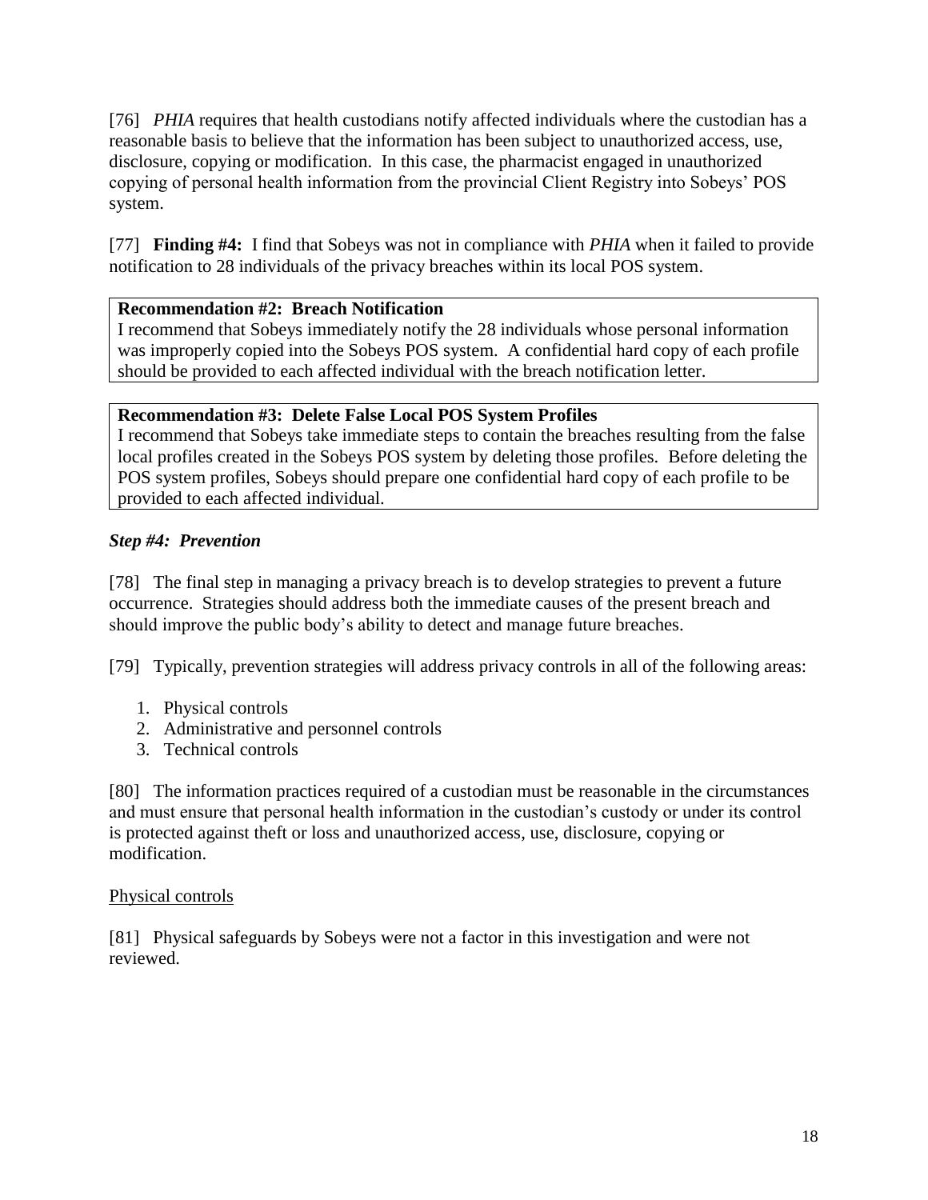[76] *PHIA* requires that health custodians notify affected individuals where the custodian has a reasonable basis to believe that the information has been subject to unauthorized access, use, disclosure, copying or modification. In this case, the pharmacist engaged in unauthorized copying of personal health information from the provincial Client Registry into Sobeys' POS system.

[77] **Finding #4:** I find that Sobeys was not in compliance with *PHIA* when it failed to provide notification to 28 individuals of the privacy breaches within its local POS system.

> **Recommendation #2: Breach Notification**
> I recommend that Sobeys immediately notify the 28 individuals whose personal information was improperly copied into the Sobeys POS system. A confidential hard copy of each profile should be provided to each affected individual with the breach notification letter.

> **Recommendation #3: Delete False Local POS System Profiles**
> I recommend that Sobeys take immediate steps to contain the breaches resulting from the false local profiles created in the Sobeys POS system by deleting those profiles. Before deleting the POS system profiles, Sobeys should prepare one confidential hard copy of each profile to be provided to each affected individual.

### *Step #4: Prevention*

[78] The final step in managing a privacy breach is to develop strategies to prevent a future occurrence. Strategies should address both the immediate causes of the present breach and should improve the public body's ability to detect and manage future breaches.

[79] Typically, prevention strategies will address privacy controls in all of the following areas:

1. Physical controls
2. Administrative and personnel controls
3. Technical controls

[80] The information practices required of a custodian must be reasonable in the circumstances and must ensure that personal health information in the custodian's custody or under its control is protected against theft or loss and unauthorized access, use, disclosure, copying or modification.

<u>Physical controls</u>

[81] Physical safeguards by Sobeys were not a factor in this investigation and were not reviewed.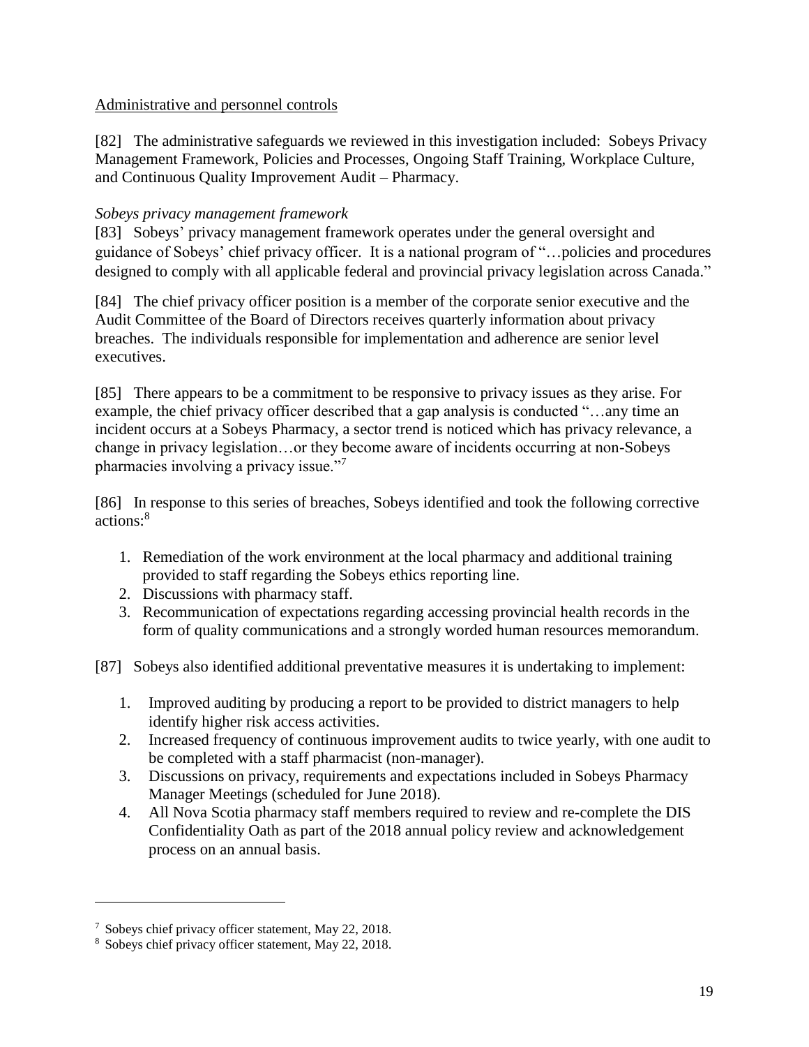Administrative and personnel controls

[82] The administrative safeguards we reviewed in this investigation included: Sobeys Privacy Management Framework, Policies and Processes, Ongoing Staff Training, Workplace Culture, and Continuous Quality Improvement Audit – Pharmacy.

*Sobeys privacy management framework*

[83] Sobeys' privacy management framework operates under the general oversight and guidance of Sobeys' chief privacy officer. It is a national program of "…policies and procedures designed to comply with all applicable federal and provincial privacy legislation across Canada."

[84] The chief privacy officer position is a member of the corporate senior executive and the Audit Committee of the Board of Directors receives quarterly information about privacy breaches. The individuals responsible for implementation and adherence are senior level executives.

[85] There appears to be a commitment to be responsive to privacy issues as they arise. For example, the chief privacy officer described that a gap analysis is conducted "…any time an incident occurs at a Sobeys Pharmacy, a sector trend is noticed which has privacy relevance, a change in privacy legislation…or they become aware of incidents occurring at non-Sobeys pharmacies involving a privacy issue."[7]

[86] In response to this series of breaches, Sobeys identified and took the following corrective actions:[8]

1. Remediation of the work environment at the local pharmacy and additional training provided to staff regarding the Sobeys ethics reporting line.
2. Discussions with pharmacy staff.
3. Recommunication of expectations regarding accessing provincial health records in the form of quality communications and a strongly worded human resources memorandum.

[87] Sobeys also identified additional preventative measures it is undertaking to implement:

1. Improved auditing by producing a report to be provided to district managers to help identify higher risk access activities.
2. Increased frequency of continuous improvement audits to twice yearly, with one audit to be completed with a staff pharmacist (non-manager).
3. Discussions on privacy, requirements and expectations included in Sobeys Pharmacy Manager Meetings (scheduled for June 2018).
4. All Nova Scotia pharmacy staff members required to review and re-complete the DIS Confidentiality Oath as part of the 2018 annual policy review and acknowledgement process on an annual basis.

---

[7] Sobeys chief privacy officer statement, May 22, 2018.

[8] Sobeys chief privacy officer statement, May 22, 2018.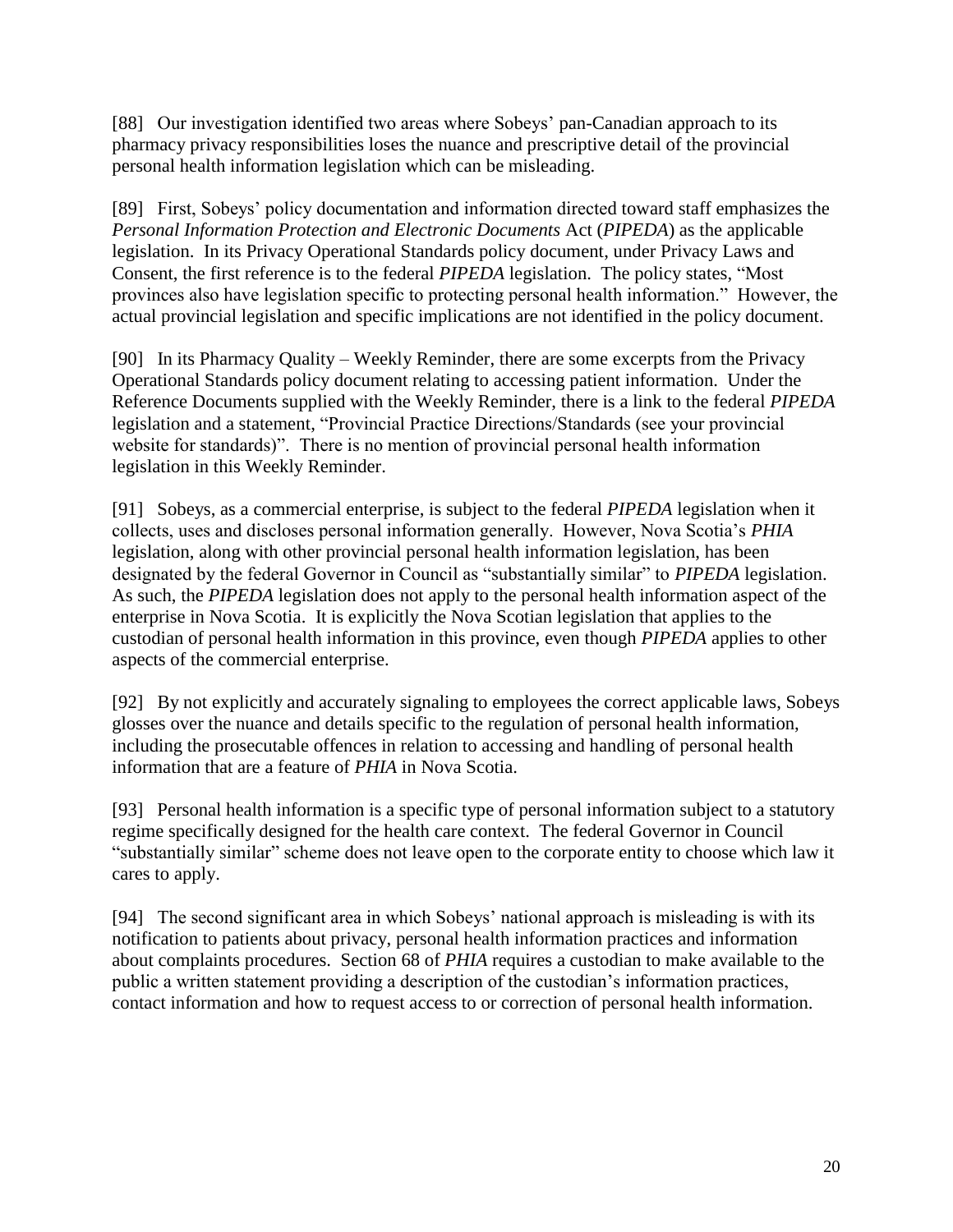[88] Our investigation identified two areas where Sobeys' pan-Canadian approach to its pharmacy privacy responsibilities loses the nuance and prescriptive detail of the provincial personal health information legislation which can be misleading.

[89] First, Sobeys' policy documentation and information directed toward staff emphasizes the *Personal Information Protection and Electronic Documents* Act (*PIPEDA*) as the applicable legislation. In its Privacy Operational Standards policy document, under Privacy Laws and Consent, the first reference is to the federal *PIPEDA* legislation. The policy states, "Most provinces also have legislation specific to protecting personal health information." However, the actual provincial legislation and specific implications are not identified in the policy document.

[90] In its Pharmacy Quality – Weekly Reminder, there are some excerpts from the Privacy Operational Standards policy document relating to accessing patient information. Under the Reference Documents supplied with the Weekly Reminder, there is a link to the federal *PIPEDA* legislation and a statement, "Provincial Practice Directions/Standards (see your provincial website for standards)". There is no mention of provincial personal health information legislation in this Weekly Reminder.

[91] Sobeys, as a commercial enterprise, is subject to the federal *PIPEDA* legislation when it collects, uses and discloses personal information generally. However, Nova Scotia's *PHIA* legislation, along with other provincial personal health information legislation, has been designated by the federal Governor in Council as "substantially similar" to *PIPEDA* legislation. As such, the *PIPEDA* legislation does not apply to the personal health information aspect of the enterprise in Nova Scotia. It is explicitly the Nova Scotian legislation that applies to the custodian of personal health information in this province, even though *PIPEDA* applies to other aspects of the commercial enterprise.

[92] By not explicitly and accurately signaling to employees the correct applicable laws, Sobeys glosses over the nuance and details specific to the regulation of personal health information, including the prosecutable offences in relation to accessing and handling of personal health information that are a feature of *PHIA* in Nova Scotia.

[93] Personal health information is a specific type of personal information subject to a statutory regime specifically designed for the health care context. The federal Governor in Council "substantially similar" scheme does not leave open to the corporate entity to choose which law it cares to apply.

[94] The second significant area in which Sobeys' national approach is misleading is with its notification to patients about privacy, personal health information practices and information about complaints procedures. Section 68 of *PHIA* requires a custodian to make available to the public a written statement providing a description of the custodian's information practices, contact information and how to request access to or correction of personal health information.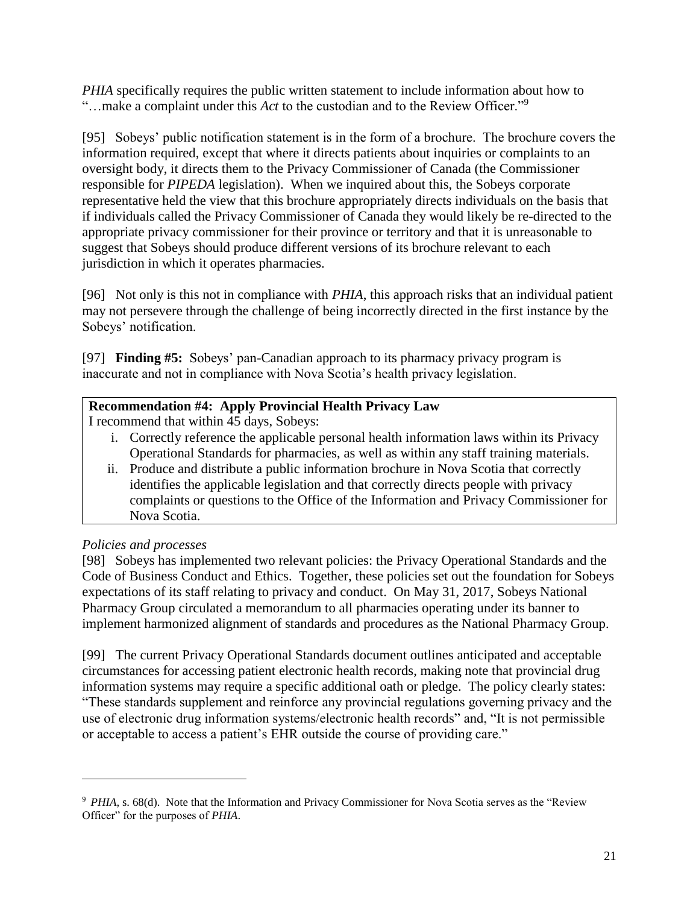*PHIA* specifically requires the public written statement to include information about how to "…make a complaint under this *Act* to the custodian and to the Review Officer."[9]

[95] Sobeys' public notification statement is in the form of a brochure. The brochure covers the information required, except that where it directs patients about inquiries or complaints to an oversight body, it directs them to the Privacy Commissioner of Canada (the Commissioner responsible for *PIPEDA* legislation). When we inquired about this, the Sobeys corporate representative held the view that this brochure appropriately directs individuals on the basis that if individuals called the Privacy Commissioner of Canada they would likely be re-directed to the appropriate privacy commissioner for their province or territory and that it is unreasonable to suggest that Sobeys should produce different versions of its brochure relevant to each jurisdiction in which it operates pharmacies.

[96] Not only is this not in compliance with *PHIA*, this approach risks that an individual patient may not persevere through the challenge of being incorrectly directed in the first instance by the Sobeys' notification.

[97] **Finding #5:** Sobeys' pan-Canadian approach to its pharmacy privacy program is inaccurate and not in compliance with Nova Scotia's health privacy legislation.

**Recommendation #4: Apply Provincial Health Privacy Law**

I recommend that within 45 days, Sobeys:

i. Correctly reference the applicable personal health information laws within its Privacy Operational Standards for pharmacies, as well as within any staff training materials.

ii. Produce and distribute a public information brochure in Nova Scotia that correctly identifies the applicable legislation and that correctly directs people with privacy complaints or questions to the Office of the Information and Privacy Commissioner for Nova Scotia.

*Policies and processes*

[98] Sobeys has implemented two relevant policies: the Privacy Operational Standards and the Code of Business Conduct and Ethics. Together, these policies set out the foundation for Sobeys expectations of its staff relating to privacy and conduct. On May 31, 2017, Sobeys National Pharmacy Group circulated a memorandum to all pharmacies operating under its banner to implement harmonized alignment of standards and procedures as the National Pharmacy Group.

[99] The current Privacy Operational Standards document outlines anticipated and acceptable circumstances for accessing patient electronic health records, making note that provincial drug information systems may require a specific additional oath or pledge. The policy clearly states: "These standards supplement and reinforce any provincial regulations governing privacy and the use of electronic drug information systems/electronic health records" and, "It is not permissible or acceptable to access a patient's EHR outside the course of providing care."

---

[9] *PHIA*, s. 68(d). Note that the Information and Privacy Commissioner for Nova Scotia serves as the "Review Officer" for the purposes of *PHIA*.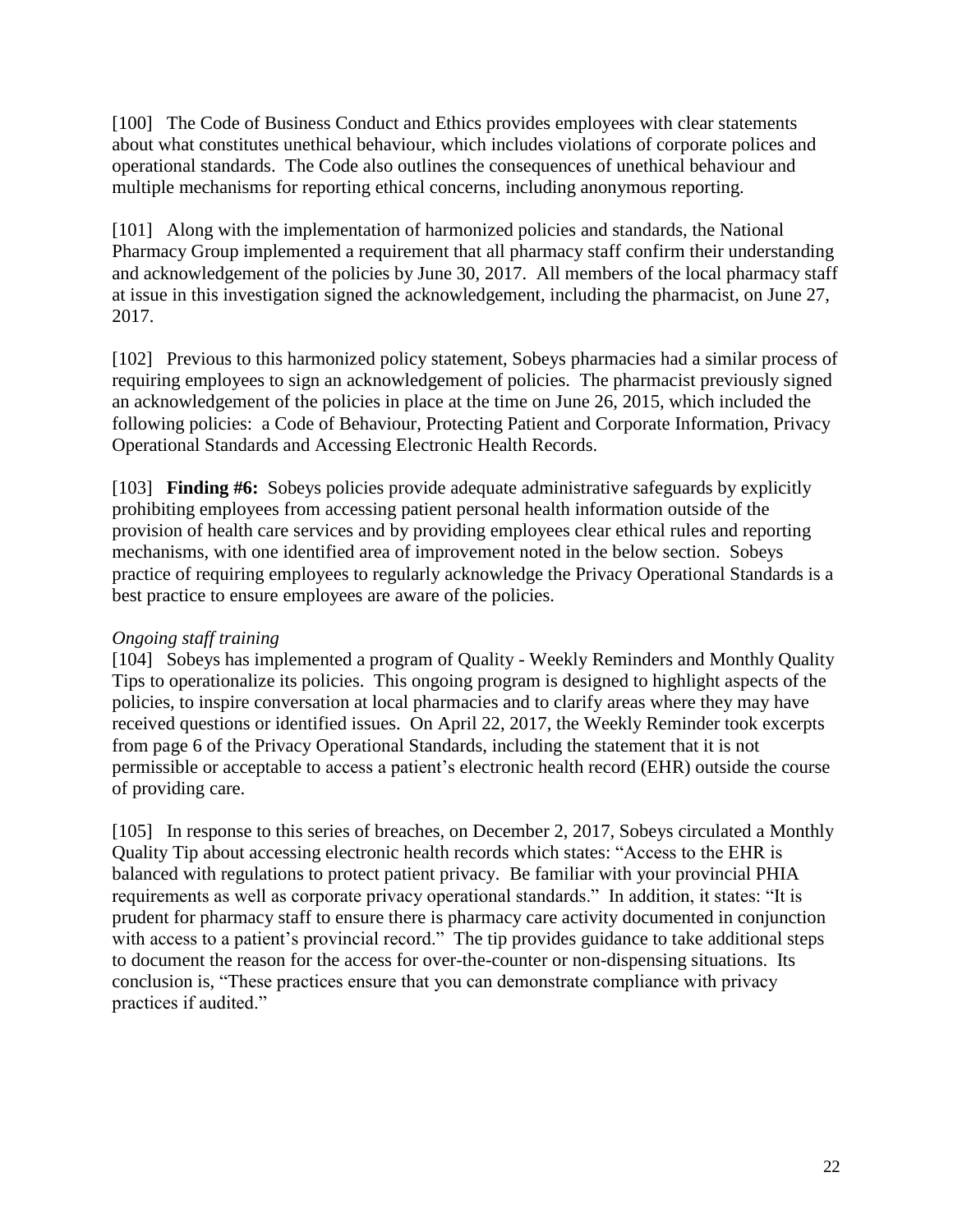[100] The Code of Business Conduct and Ethics provides employees with clear statements about what constitutes unethical behaviour, which includes violations of corporate polices and operational standards. The Code also outlines the consequences of unethical behaviour and multiple mechanisms for reporting ethical concerns, including anonymous reporting.

[101] Along with the implementation of harmonized policies and standards, the National Pharmacy Group implemented a requirement that all pharmacy staff confirm their understanding and acknowledgement of the policies by June 30, 2017. All members of the local pharmacy staff at issue in this investigation signed the acknowledgement, including the pharmacist, on June 27, 2017.

[102] Previous to this harmonized policy statement, Sobeys pharmacies had a similar process of requiring employees to sign an acknowledgement of policies. The pharmacist previously signed an acknowledgement of the policies in place at the time on June 26, 2015, which included the following policies: a Code of Behaviour, Protecting Patient and Corporate Information, Privacy Operational Standards and Accessing Electronic Health Records.

[103] **Finding #6:** Sobeys policies provide adequate administrative safeguards by explicitly prohibiting employees from accessing patient personal health information outside of the provision of health care services and by providing employees clear ethical rules and reporting mechanisms, with one identified area of improvement noted in the below section. Sobeys practice of requiring employees to regularly acknowledge the Privacy Operational Standards is a best practice to ensure employees are aware of the policies.

*Ongoing staff training*

[104] Sobeys has implemented a program of Quality - Weekly Reminders and Monthly Quality Tips to operationalize its policies. This ongoing program is designed to highlight aspects of the policies, to inspire conversation at local pharmacies and to clarify areas where they may have received questions or identified issues. On April 22, 2017, the Weekly Reminder took excerpts from page 6 of the Privacy Operational Standards, including the statement that it is not permissible or acceptable to access a patient's electronic health record (EHR) outside the course of providing care.

[105] In response to this series of breaches, on December 2, 2017, Sobeys circulated a Monthly Quality Tip about accessing electronic health records which states: "Access to the EHR is balanced with regulations to protect patient privacy. Be familiar with your provincial PHIA requirements as well as corporate privacy operational standards." In addition, it states: "It is prudent for pharmacy staff to ensure there is pharmacy care activity documented in conjunction with access to a patient's provincial record." The tip provides guidance to take additional steps to document the reason for the access for over-the-counter or non-dispensing situations. Its conclusion is, "These practices ensure that you can demonstrate compliance with privacy practices if audited."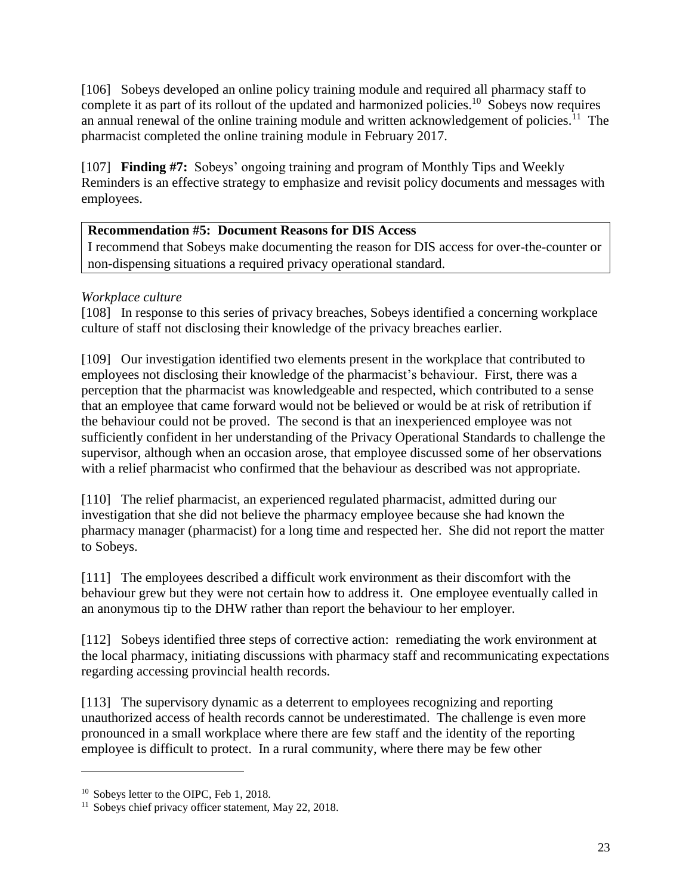[106] Sobeys developed an online policy training module and required all pharmacy staff to complete it as part of its rollout of the updated and harmonized policies.[10] Sobeys now requires an annual renewal of the online training module and written acknowledgement of policies.[11] The pharmacist completed the online training module in February 2017.

[107] **Finding #7:** Sobeys' ongoing training and program of Monthly Tips and Weekly Reminders is an effective strategy to emphasize and revisit policy documents and messages with employees.

| **Recommendation #5: Document Reasons for DIS Access** |
|---|
| I recommend that Sobeys make documenting the reason for DIS access for over-the-counter or non-dispensing situations a required privacy operational standard. |

*Workplace culture*

[108] In response to this series of privacy breaches, Sobeys identified a concerning workplace culture of staff not disclosing their knowledge of the privacy breaches earlier.

[109] Our investigation identified two elements present in the workplace that contributed to employees not disclosing their knowledge of the pharmacist's behaviour. First, there was a perception that the pharmacist was knowledgeable and respected, which contributed to a sense that an employee that came forward would not be believed or would be at risk of retribution if the behaviour could not be proved. The second is that an inexperienced employee was not sufficiently confident in her understanding of the Privacy Operational Standards to challenge the supervisor, although when an occasion arose, that employee discussed some of her observations with a relief pharmacist who confirmed that the behaviour as described was not appropriate.

[110] The relief pharmacist, an experienced regulated pharmacist, admitted during our investigation that she did not believe the pharmacy employee because she had known the pharmacy manager (pharmacist) for a long time and respected her. She did not report the matter to Sobeys.

[111] The employees described a difficult work environment as their discomfort with the behaviour grew but they were not certain how to address it. One employee eventually called in an anonymous tip to the DHW rather than report the behaviour to her employer.

[112] Sobeys identified three steps of corrective action: remediating the work environment at the local pharmacy, initiating discussions with pharmacy staff and recommunicating expectations regarding accessing provincial health records.

[113] The supervisory dynamic as a deterrent to employees recognizing and reporting unauthorized access of health records cannot be underestimated. The challenge is even more pronounced in a small workplace where there are few staff and the identity of the reporting employee is difficult to protect. In a rural community, where there may be few other

---

[10] Sobeys letter to the OIPC, Feb 1, 2018.

[11] Sobeys chief privacy officer statement, May 22, 2018.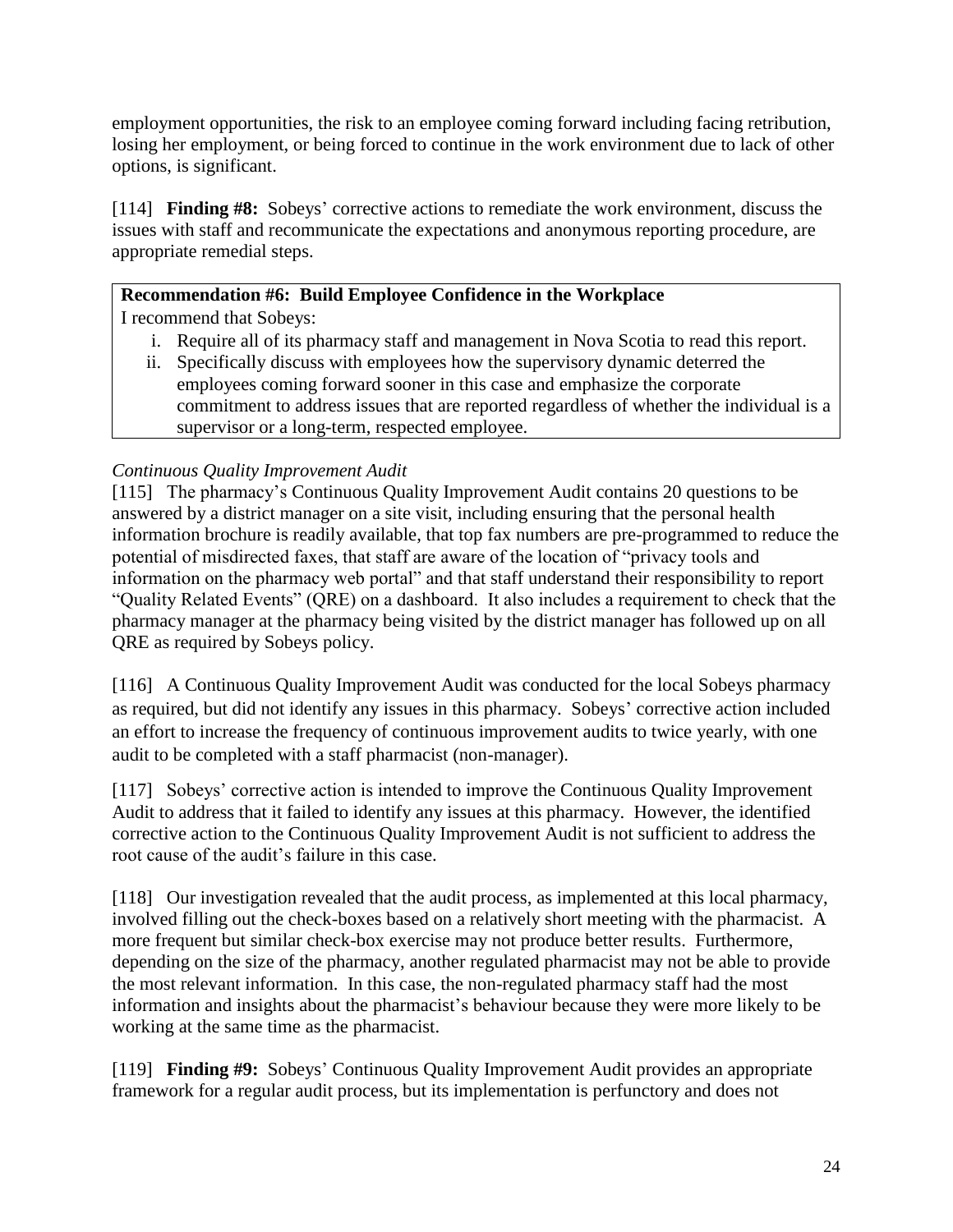employment opportunities, the risk to an employee coming forward including facing retribution, losing her employment, or being forced to continue in the work environment due to lack of other options, is significant.

[114] **Finding #8:** Sobeys' corrective actions to remediate the work environment, discuss the issues with staff and recommunicate the expectations and anonymous reporting procedure, are appropriate remedial steps.

**Recommendation #6: Build Employee Confidence in the Workplace**

I recommend that Sobeys:

i. Require all of its pharmacy staff and management in Nova Scotia to read this report.
ii. Specifically discuss with employees how the supervisory dynamic deterred the employees coming forward sooner in this case and emphasize the corporate commitment to address issues that are reported regardless of whether the individual is a supervisor or a long-term, respected employee.

*Continuous Quality Improvement Audit*

[115] The pharmacy's Continuous Quality Improvement Audit contains 20 questions to be answered by a district manager on a site visit, including ensuring that the personal health information brochure is readily available, that top fax numbers are pre-programmed to reduce the potential of misdirected faxes, that staff are aware of the location of "privacy tools and information on the pharmacy web portal" and that staff understand their responsibility to report "Quality Related Events" (QRE) on a dashboard. It also includes a requirement to check that the pharmacy manager at the pharmacy being visited by the district manager has followed up on all QRE as required by Sobeys policy.

[116] A Continuous Quality Improvement Audit was conducted for the local Sobeys pharmacy as required, but did not identify any issues in this pharmacy. Sobeys' corrective action included an effort to increase the frequency of continuous improvement audits to twice yearly, with one audit to be completed with a staff pharmacist (non-manager).

[117] Sobeys' corrective action is intended to improve the Continuous Quality Improvement Audit to address that it failed to identify any issues at this pharmacy. However, the identified corrective action to the Continuous Quality Improvement Audit is not sufficient to address the root cause of the audit's failure in this case.

[118] Our investigation revealed that the audit process, as implemented at this local pharmacy, involved filling out the check-boxes based on a relatively short meeting with the pharmacist. A more frequent but similar check-box exercise may not produce better results. Furthermore, depending on the size of the pharmacy, another regulated pharmacist may not be able to provide the most relevant information. In this case, the non-regulated pharmacy staff had the most information and insights about the pharmacist's behaviour because they were more likely to be working at the same time as the pharmacist.

[119] **Finding #9:** Sobeys' Continuous Quality Improvement Audit provides an appropriate framework for a regular audit process, but its implementation is perfunctory and does not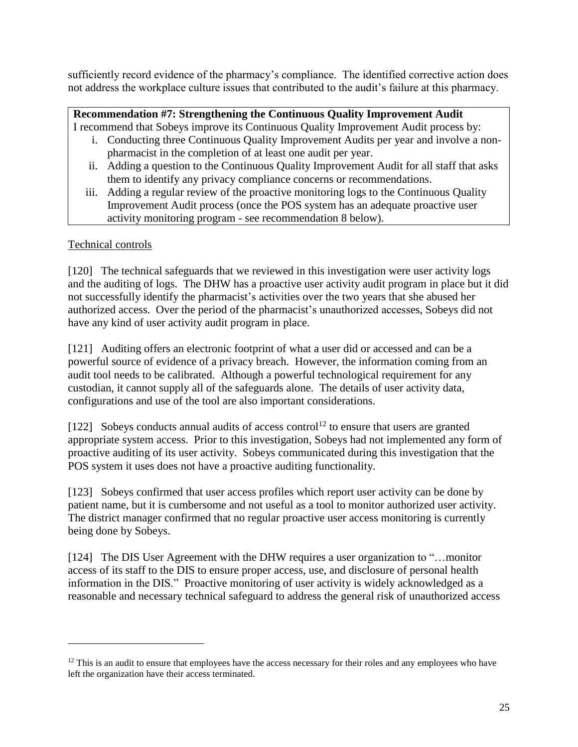sufficiently record evidence of the pharmacy's compliance. The identified corrective action does not address the workplace culture issues that contributed to the audit's failure at this pharmacy.

> **Recommendation #7: Strengthening the Continuous Quality Improvement Audit**
> I recommend that Sobeys improve its Continuous Quality Improvement Audit process by:
> i. Conducting three Continuous Quality Improvement Audits per year and involve a non-pharmacist in the completion of at least one audit per year.
> ii. Adding a question to the Continuous Quality Improvement Audit for all staff that asks them to identify any privacy compliance concerns or recommendations.
> iii. Adding a regular review of the proactive monitoring logs to the Continuous Quality Improvement Audit process (once the POS system has an adequate proactive user activity monitoring program - see recommendation 8 below).

Technical controls

[120] The technical safeguards that we reviewed in this investigation were user activity logs and the auditing of logs. The DHW has a proactive user activity audit program in place but it did not successfully identify the pharmacist's activities over the two years that she abused her authorized access. Over the period of the pharmacist's unauthorized accesses, Sobeys did not have any kind of user activity audit program in place.

[121] Auditing offers an electronic footprint of what a user did or accessed and can be a powerful source of evidence of a privacy breach. However, the information coming from an audit tool needs to be calibrated. Although a powerful technological requirement for any custodian, it cannot supply all of the safeguards alone. The details of user activity data, configurations and use of the tool are also important considerations.

[122] Sobeys conducts annual audits of access control[12] to ensure that users are granted appropriate system access. Prior to this investigation, Sobeys had not implemented any form of proactive auditing of its user activity. Sobeys communicated during this investigation that the POS system it uses does not have a proactive auditing functionality.

[123] Sobeys confirmed that user access profiles which report user activity can be done by patient name, but it is cumbersome and not useful as a tool to monitor authorized user activity. The district manager confirmed that no regular proactive user access monitoring is currently being done by Sobeys.

[124] The DIS User Agreement with the DHW requires a user organization to "…monitor access of its staff to the DIS to ensure proper access, use, and disclosure of personal health information in the DIS." Proactive monitoring of user activity is widely acknowledged as a reasonable and necessary technical safeguard to address the general risk of unauthorized access

---

[12] This is an audit to ensure that employees have the access necessary for their roles and any employees who have left the organization have their access terminated.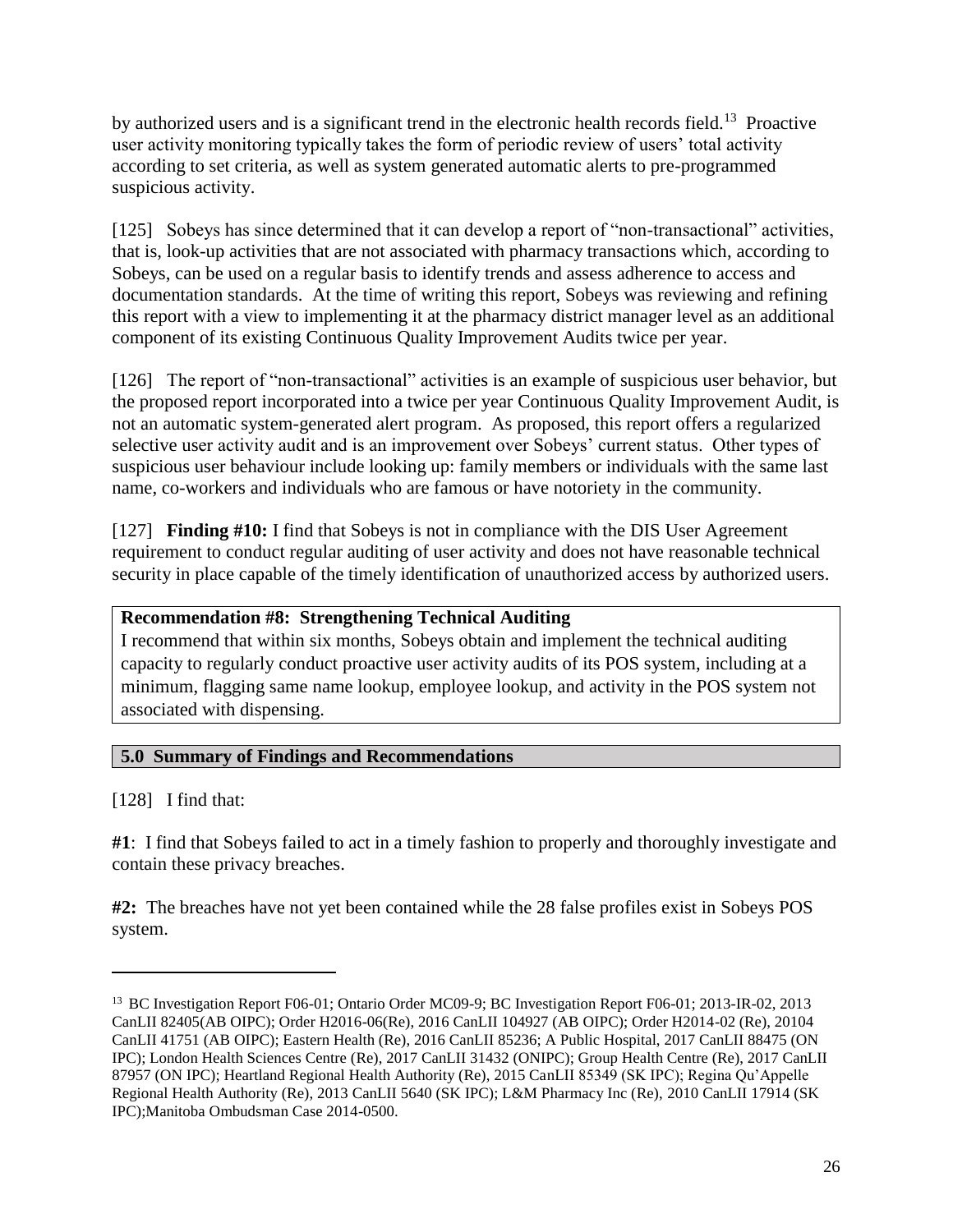by authorized users and is a significant trend in the electronic health records field.[13] Proactive user activity monitoring typically takes the form of periodic review of users' total activity according to set criteria, as well as system generated automatic alerts to pre-programmed suspicious activity.

[125] Sobeys has since determined that it can develop a report of "non-transactional" activities, that is, look-up activities that are not associated with pharmacy transactions which, according to Sobeys, can be used on a regular basis to identify trends and assess adherence to access and documentation standards. At the time of writing this report, Sobeys was reviewing and refining this report with a view to implementing it at the pharmacy district manager level as an additional component of its existing Continuous Quality Improvement Audits twice per year.

[126] The report of "non-transactional" activities is an example of suspicious user behavior, but the proposed report incorporated into a twice per year Continuous Quality Improvement Audit, is not an automatic system-generated alert program. As proposed, this report offers a regularized selective user activity audit and is an improvement over Sobeys' current status. Other types of suspicious user behaviour include looking up: family members or individuals with the same last name, co-workers and individuals who are famous or have notoriety in the community.

[127] **Finding #10:** I find that Sobeys is not in compliance with the DIS User Agreement requirement to conduct regular auditing of user activity and does not have reasonable technical security in place capable of the timely identification of unauthorized access by authorized users.

**Recommendation #8: Strengthening Technical Auditing**
I recommend that within six months, Sobeys obtain and implement the technical auditing capacity to regularly conduct proactive user activity audits of its POS system, including at a minimum, flagging same name lookup, employee lookup, and activity in the POS system not associated with dispensing.

## 5.0 Summary of Findings and Recommendations

[128] I find that:

**#1**: I find that Sobeys failed to act in a timely fashion to properly and thoroughly investigate and contain these privacy breaches.

**#2:** The breaches have not yet been contained while the 28 false profiles exist in Sobeys POS system.

---

[13] BC Investigation Report F06-01; Ontario Order MC09-9; BC Investigation Report F06-01; 2013-IR-02, 2013 CanLII 82405(AB OIPC); Order H2016-06(Re), 2016 CanLII 104927 (AB OIPC); Order H2014-02 (Re), 20104 CanLII 41751 (AB OIPC); Eastern Health (Re), 2016 CanLII 85236; A Public Hospital, 2017 CanLII 88475 (ON IPC); London Health Sciences Centre (Re), 2017 CanLII 31432 (ONIPC); Group Health Centre (Re), 2017 CanLII 87957 (ON IPC); Heartland Regional Health Authority (Re), 2015 CanLII 85349 (SK IPC); Regina Qu'Appelle Regional Health Authority (Re), 2013 CanLII 5640 (SK IPC); L&M Pharmacy Inc (Re), 2010 CanLII 17914 (SK IPC);Manitoba Ombudsman Case 2014-0500.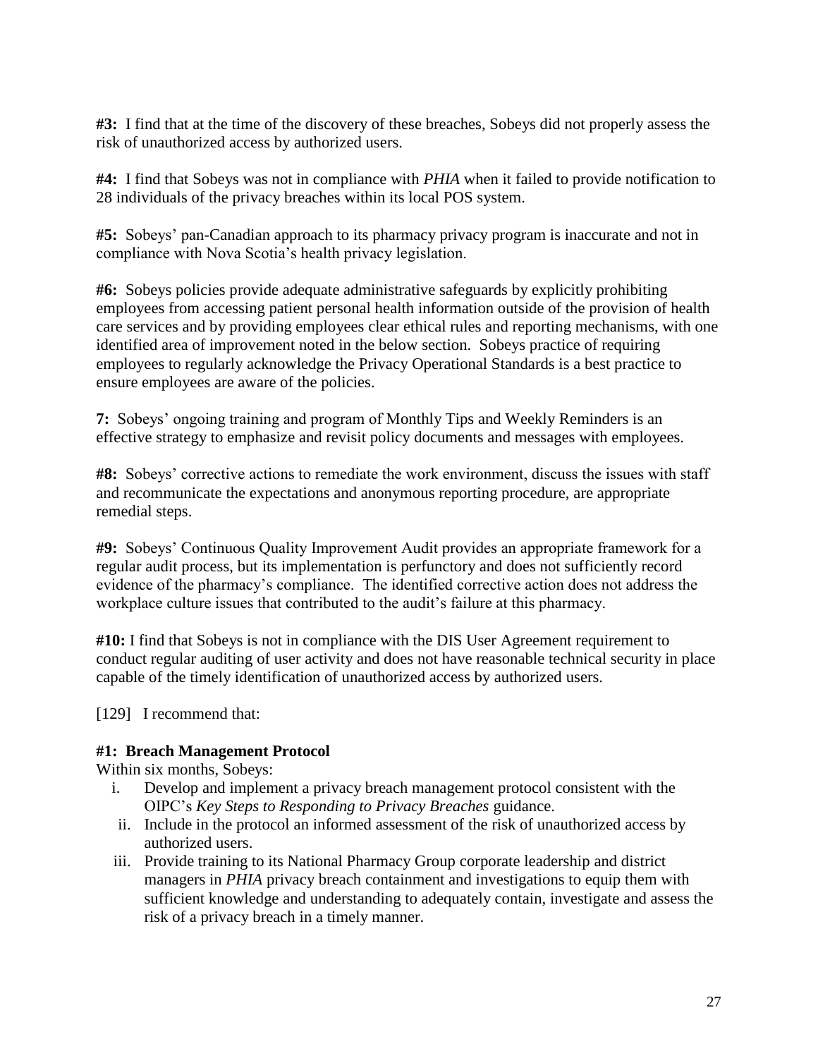**#3:** I find that at the time of the discovery of these breaches, Sobeys did not properly assess the risk of unauthorized access by authorized users.

**#4:** I find that Sobeys was not in compliance with *PHIA* when it failed to provide notification to 28 individuals of the privacy breaches within its local POS system.

**#5:** Sobeys' pan-Canadian approach to its pharmacy privacy program is inaccurate and not in compliance with Nova Scotia's health privacy legislation.

**#6:** Sobeys policies provide adequate administrative safeguards by explicitly prohibiting employees from accessing patient personal health information outside of the provision of health care services and by providing employees clear ethical rules and reporting mechanisms, with one identified area of improvement noted in the below section. Sobeys practice of requiring employees to regularly acknowledge the Privacy Operational Standards is a best practice to ensure employees are aware of the policies.

**7:** Sobeys' ongoing training and program of Monthly Tips and Weekly Reminders is an effective strategy to emphasize and revisit policy documents and messages with employees.

**#8:** Sobeys' corrective actions to remediate the work environment, discuss the issues with staff and recommunicate the expectations and anonymous reporting procedure, are appropriate remedial steps.

**#9:** Sobeys' Continuous Quality Improvement Audit provides an appropriate framework for a regular audit process, but its implementation is perfunctory and does not sufficiently record evidence of the pharmacy's compliance. The identified corrective action does not address the workplace culture issues that contributed to the audit's failure at this pharmacy.

**#10:** I find that Sobeys is not in compliance with the DIS User Agreement requirement to conduct regular auditing of user activity and does not have reasonable technical security in place capable of the timely identification of unauthorized access by authorized users.

[129] I recommend that:

**#1: Breach Management Protocol**
Within six months, Sobeys:

i. Develop and implement a privacy breach management protocol consistent with the OIPC's *Key Steps to Responding to Privacy Breaches* guidance.
ii. Include in the protocol an informed assessment of the risk of unauthorized access by authorized users.
iii. Provide training to its National Pharmacy Group corporate leadership and district managers in *PHIA* privacy breach containment and investigations to equip them with sufficient knowledge and understanding to adequately contain, investigate and assess the risk of a privacy breach in a timely manner.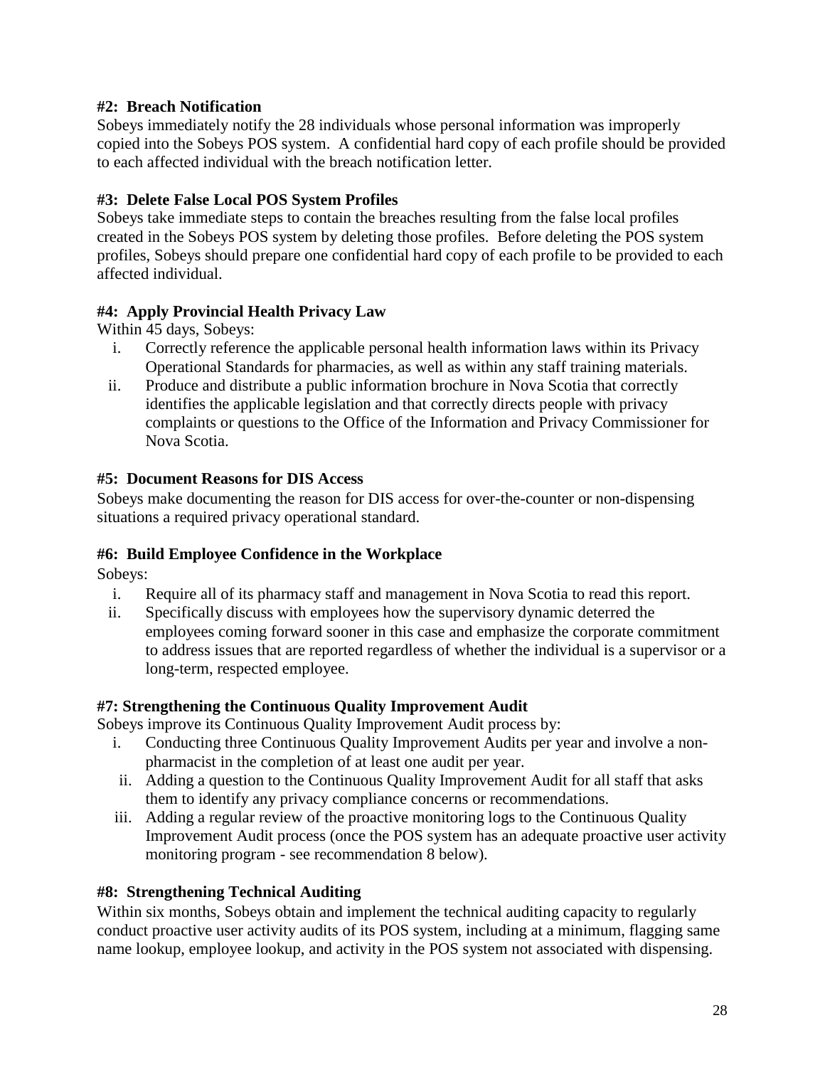**#2: Breach Notification**
Sobeys immediately notify the 28 individuals whose personal information was improperly copied into the Sobeys POS system. A confidential hard copy of each profile should be provided to each affected individual with the breach notification letter.

**#3: Delete False Local POS System Profiles**
Sobeys take immediate steps to contain the breaches resulting from the false local profiles created in the Sobeys POS system by deleting those profiles. Before deleting the POS system profiles, Sobeys should prepare one confidential hard copy of each profile to be provided to each affected individual.

**#4: Apply Provincial Health Privacy Law**
Within 45 days, Sobeys:

i. Correctly reference the applicable personal health information laws within its Privacy Operational Standards for pharmacies, as well as within any staff training materials.
ii. Produce and distribute a public information brochure in Nova Scotia that correctly identifies the applicable legislation and that correctly directs people with privacy complaints or questions to the Office of the Information and Privacy Commissioner for Nova Scotia.

**#5: Document Reasons for DIS Access**
Sobeys make documenting the reason for DIS access for over-the-counter or non-dispensing situations a required privacy operational standard.

**#6: Build Employee Confidence in the Workplace**
Sobeys:

i. Require all of its pharmacy staff and management in Nova Scotia to read this report.
ii. Specifically discuss with employees how the supervisory dynamic deterred the employees coming forward sooner in this case and emphasize the corporate commitment to address issues that are reported regardless of whether the individual is a supervisor or a long-term, respected employee.

**#7: Strengthening the Continuous Quality Improvement Audit**
Sobeys improve its Continuous Quality Improvement Audit process by:

i. Conducting three Continuous Quality Improvement Audits per year and involve a non-pharmacist in the completion of at least one audit per year.
ii. Adding a question to the Continuous Quality Improvement Audit for all staff that asks them to identify any privacy compliance concerns or recommendations.
iii. Adding a regular review of the proactive monitoring logs to the Continuous Quality Improvement Audit process (once the POS system has an adequate proactive user activity monitoring program - see recommendation 8 below).

**#8: Strengthening Technical Auditing**
Within six months, Sobeys obtain and implement the technical auditing capacity to regularly conduct proactive user activity audits of its POS system, including at a minimum, flagging same name lookup, employee lookup, and activity in the POS system not associated with dispensing.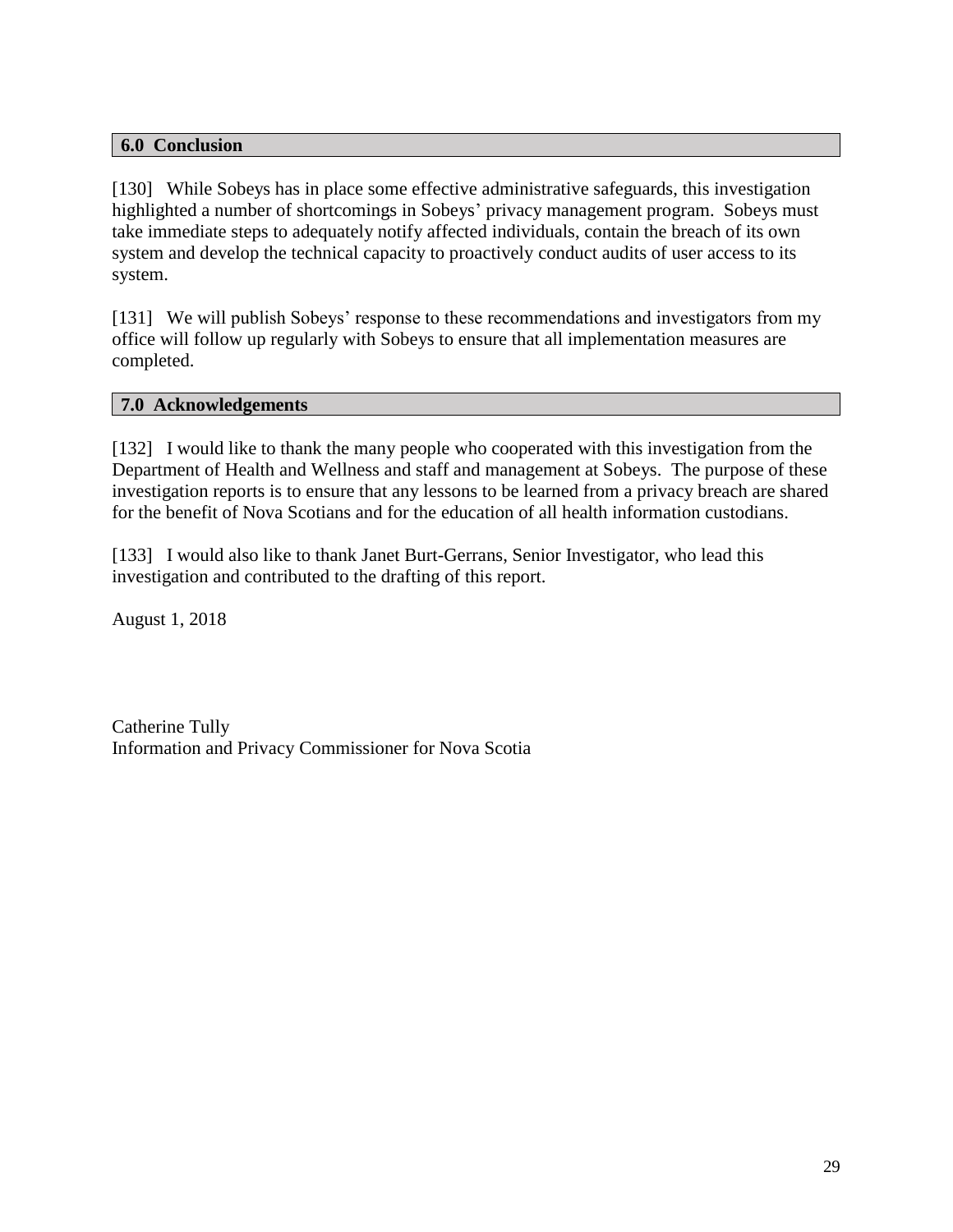## 6.0 Conclusion

[130] While Sobeys has in place some effective administrative safeguards, this investigation highlighted a number of shortcomings in Sobeys' privacy management program. Sobeys must take immediate steps to adequately notify affected individuals, contain the breach of its own system and develop the technical capacity to proactively conduct audits of user access to its system.

[131] We will publish Sobeys' response to these recommendations and investigators from my office will follow up regularly with Sobeys to ensure that all implementation measures are completed.

## 7.0 Acknowledgements

[132] I would like to thank the many people who cooperated with this investigation from the Department of Health and Wellness and staff and management at Sobeys. The purpose of these investigation reports is to ensure that any lessons to be learned from a privacy breach are shared for the benefit of Nova Scotians and for the education of all health information custodians.

[133] I would also like to thank Janet Burt-Gerrans, Senior Investigator, who lead this investigation and contributed to the drafting of this report.

August 1, 2018

Catherine Tully
Information and Privacy Commissioner for Nova Scotia